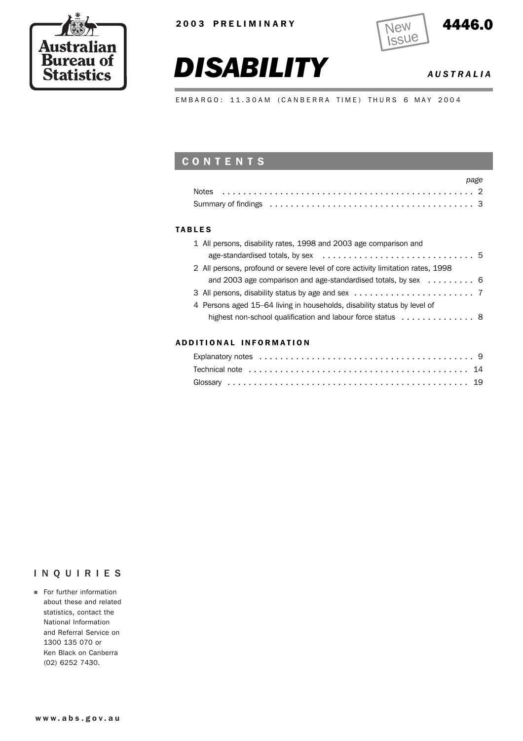Australian Bureau of Statistics

2003 PRELIMINARY

New Issue

4446.0

# DISABILITY

*AUSTRALIA*

EMBARGO: 11.30AM (CANBERRA TIME) THURS 6 MAY 2004

## CONTENTS

| | page |
|---|---|
| Notes | 2 |
| Summary of findings | 3 |

### TABLES

| | |
|---|---|
| 1 All persons, disability rates, 1998 and 2003 age comparison and age-standardised totals, by sex | 5 |
| 2 All persons, profound or severe level of core activity limitation rates, 1998 and 2003 age comparison and age-standardised totals, by sex | 6 |
| 3 All persons, disability status by age and sex | 7 |
| 4 Persons aged 15–64 living in households, disability status by level of highest non-school qualification and labour force status | 8 |

### ADDITIONAL INFORMATION

| | |
|---|---|
| Explanatory notes | 9 |
| Technical note | 14 |
| Glossary | 19 |

## INQUIRIES

- For further information about these and related statistics, contact the National Information and Referral Service on 1300 135 070 or Ken Black on Canberra (02) 6252 7430.

www.abs.gov.au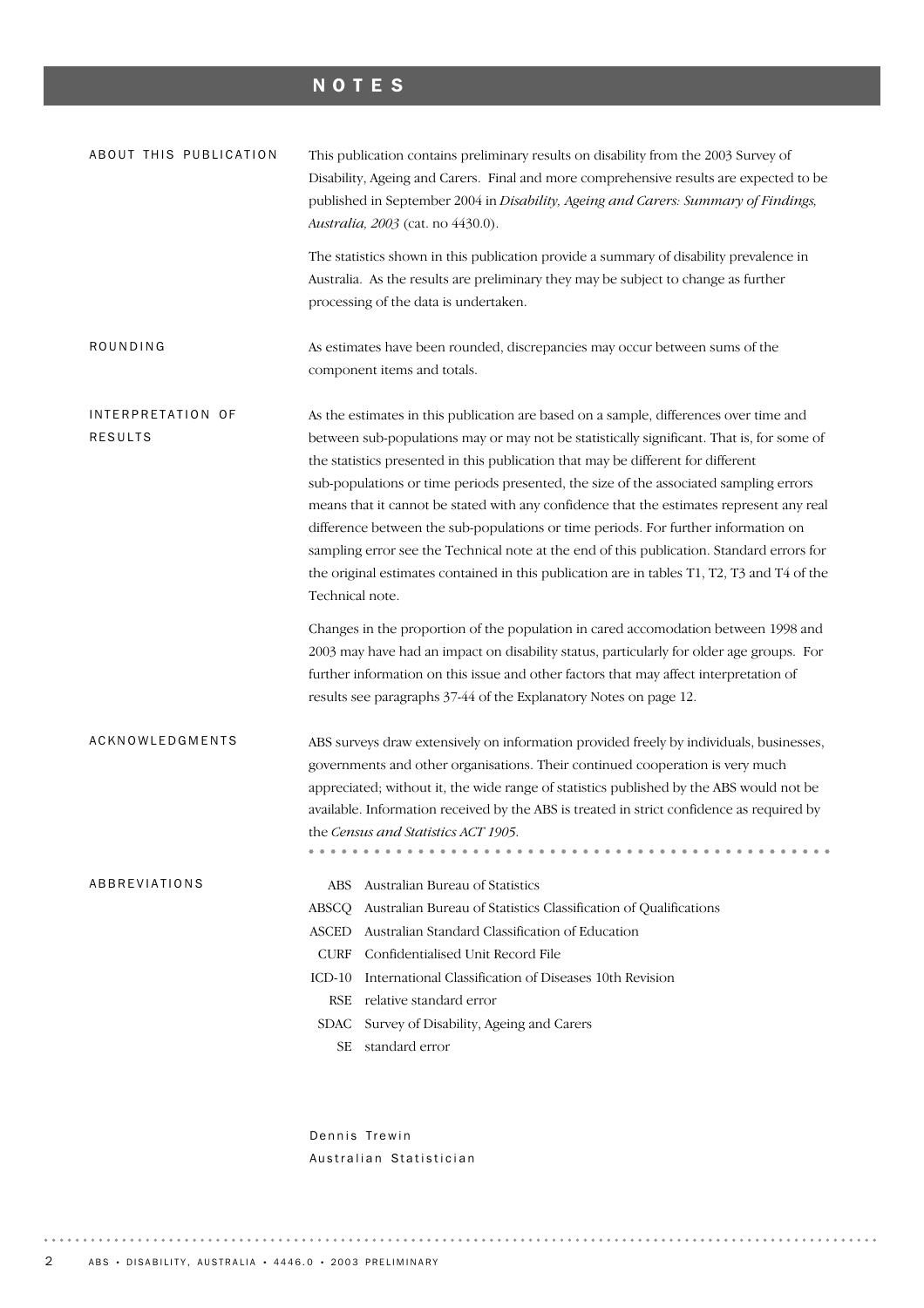# NOTES

## ABOUT THIS PUBLICATION

This publication contains preliminary results on disability from the 2003 Survey of Disability, Ageing and Carers. Final and more comprehensive results are expected to be published in September 2004 in *Disability, Ageing and Carers: Summary of Findings, Australia, 2003* (cat. no 4430.0).

The statistics shown in this publication provide a summary of disability prevalence in Australia. As the results are preliminary they may be subject to change as further processing of the data is undertaken.

## ROUNDING

As estimates have been rounded, discrepancies may occur between sums of the component items and totals.

## INTERPRETATION OF RESULTS

As the estimates in this publication are based on a sample, differences over time and between sub-populations may or may not be statistically significant. That is, for some of the statistics presented in this publication that may be different for different sub-populations or time periods presented, the size of the associated sampling errors means that it cannot be stated with any confidence that the estimates represent any real difference between the sub-populations or time periods. For further information on sampling error see the Technical note at the end of this publication. Standard errors for the original estimates contained in this publication are in tables T1, T2, T3 and T4 of the Technical note.

Changes in the proportion of the population in cared accomodation between 1998 and 2003 may have had an impact on disability status, particularly for older age groups. For further information on this issue and other factors that may affect interpretation of results see paragraphs 37-44 of the Explanatory Notes on page 12.

## ACKNOWLEDGMENTS

ABS surveys draw extensively on information provided freely by individuals, businesses, governments and other organisations. Their continued cooperation is very much appreciated; without it, the wide range of statistics published by the ABS would not be available. Information received by the ABS is treated in strict confidence as required by the *Census and Statistics ACT 1905.*

## ABBREVIATIONS

| | |
|---|---|
| ABS | Australian Bureau of Statistics |
| ABSCQ | Australian Bureau of Statistics Classification of Qualifications |
| ASCED | Australian Standard Classification of Education |
| CURF | Confidentialised Unit Record File |
| ICD-10 | International Classification of Diseases 10th Revision |
| RSE | relative standard error |
| SDAC | Survey of Disability, Ageing and Carers |
| SE | standard error |

Dennis Trewin
Australian Statistician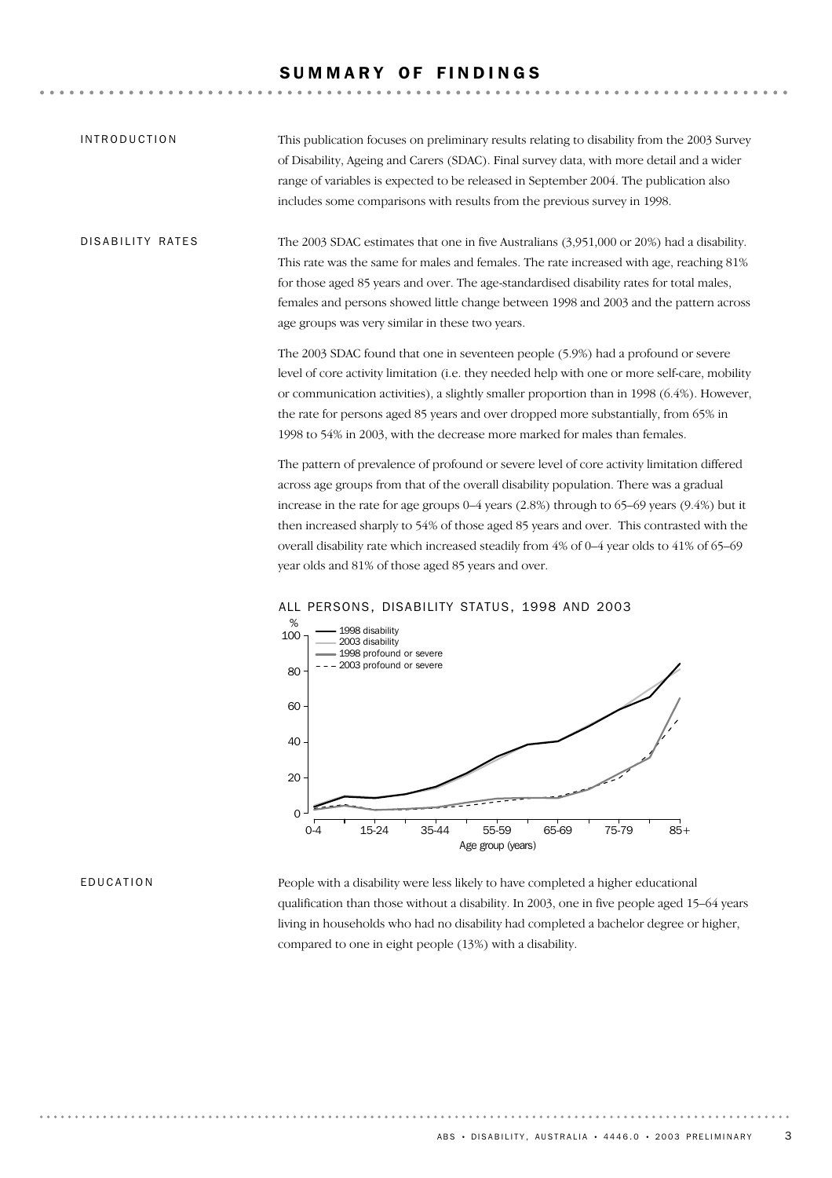# SUMMARY OF FINDINGS

## INTRODUCTION

This publication focuses on preliminary results relating to disability from the 2003 Survey of Disability, Ageing and Carers (SDAC). Final survey data, with more detail and a wider range of variables is expected to be released in September 2004. The publication also includes some comparisons with results from the previous survey in 1998.

## DISABILITY RATES

The 2003 SDAC estimates that one in five Australians (3,951,000 or 20%) had a disability. This rate was the same for males and females. The rate increased with age, reaching 81% for those aged 85 years and over. The age-standardised disability rates for total males, females and persons showed little change between 1998 and 2003 and the pattern across age groups was very similar in these two years.

The 2003 SDAC found that one in seventeen people (5.9%) had a profound or severe level of core activity limitation (i.e. they needed help with one or more self-care, mobility or communication activities), a slightly smaller proportion than in 1998 (6.4%). However, the rate for persons aged 85 years and over dropped more substantially, from 65% in 1998 to 54% in 2003, with the decrease more marked for males than females.

The pattern of prevalence of profound or severe level of core activity limitation differed across age groups from that of the overall disability population. There was a gradual increase in the rate for age groups 0–4 years (2.8%) through to 65–69 years (9.4%) but it then increased sharply to 54% of those aged 85 years and over. This contrasted with the overall disability rate which increased steadily from 4% of 0–4 year olds to 41% of 65–69 year olds and 81% of those aged 85 years and over.

ALL PERSONS, DISABILITY STATUS, 1998 AND 2003

## EDUCATION

People with a disability were less likely to have completed a higher educational qualification than those without a disability. In 2003, one in five people aged 15–64 years living in households who had no disability had completed a bachelor degree or higher, compared to one in eight people (13%) with a disability.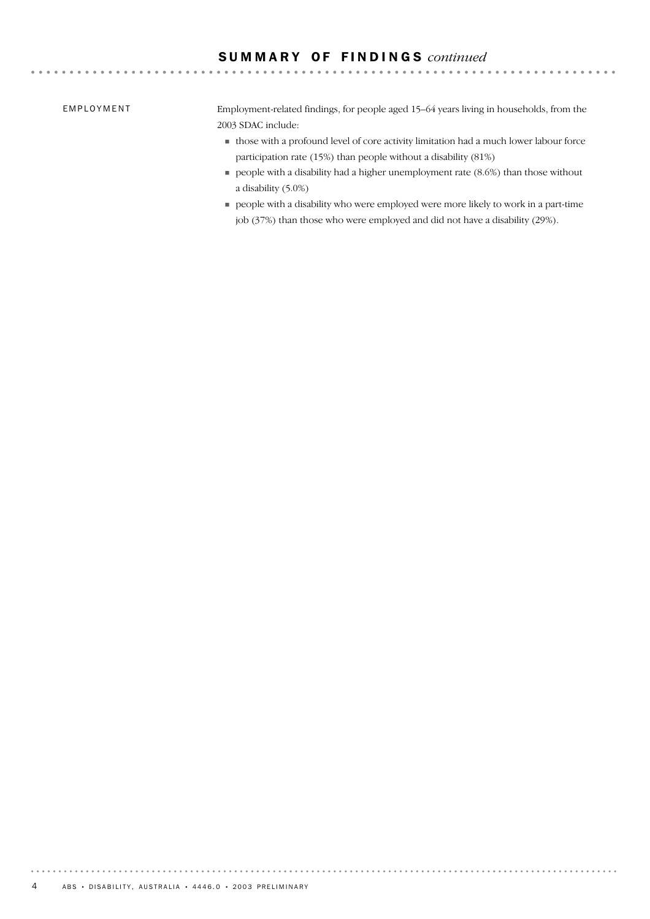## SUMMARY OF FINDINGS *continued*

### EMPLOYMENT

Employment-related findings, for people aged 15–64 years living in households, from the 2003 SDAC include:

- those with a profound level of core activity limitation had a much lower labour force participation rate (15%) than people without a disability (81%)
- people with a disability had a higher unemployment rate (8.6%) than those without a disability (5.0%)
- people with a disability who were employed were more likely to work in a part-time job (37%) than those who were employed and did not have a disability (29%).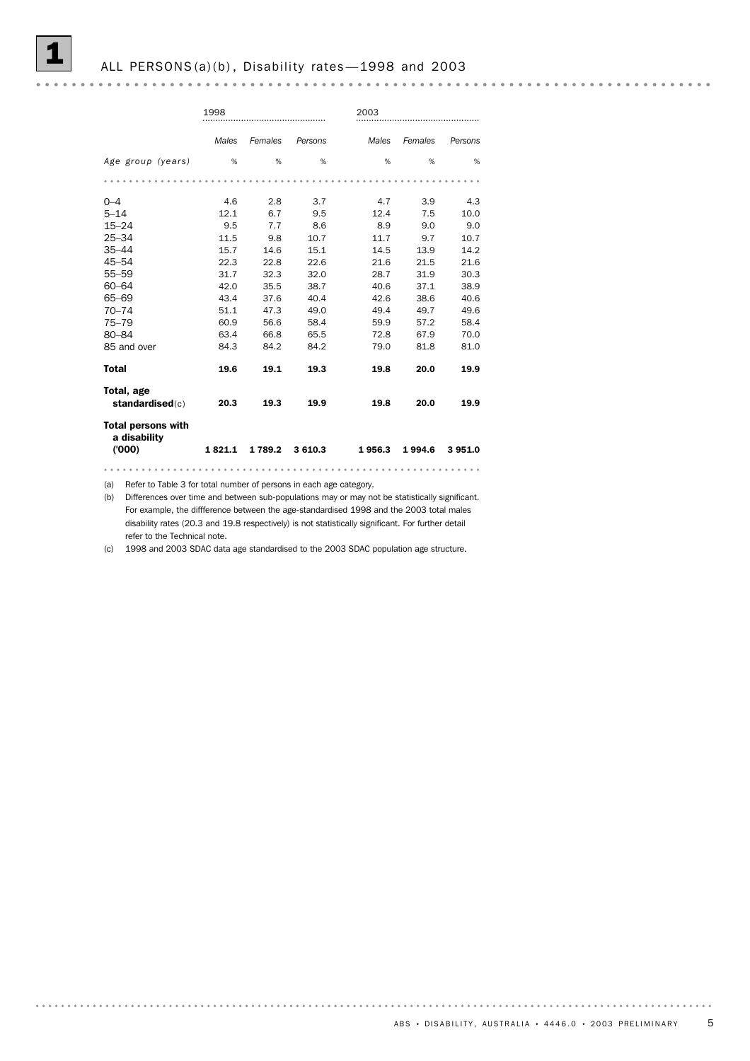## 1 ALL PERSONS(a)(b), Disability rates—1998 and 2003

| | 1998 | | | 2003 | | |
|---|---|---|---|---|---|---|
| | *Males* | *Females* | *Persons* | *Males* | *Females* | *Persons* |
| *Age group (years)* | % | % | % | % | % | % |
| 0–4 | 4.6 | 2.8 | 3.7 | 4.7 | 3.9 | 4.3 |
| 5–14 | 12.1 | 6.7 | 9.5 | 12.4 | 7.5 | 10.0 |
| 15–24 | 9.5 | 7.7 | 8.6 | 8.9 | 9.0 | 9.0 |
| 25–34 | 11.5 | 9.8 | 10.7 | 11.7 | 9.7 | 10.7 |
| 35–44 | 15.7 | 14.6 | 15.1 | 14.5 | 13.9 | 14.2 |
| 45–54 | 22.3 | 22.8 | 22.6 | 21.6 | 21.5 | 21.6 |
| 55–59 | 31.7 | 32.3 | 32.0 | 28.7 | 31.9 | 30.3 |
| 60–64 | 42.0 | 35.5 | 38.7 | 40.6 | 37.1 | 38.9 |
| 65–69 | 43.4 | 37.6 | 40.4 | 42.6 | 38.6 | 40.6 |
| 70–74 | 51.1 | 47.3 | 49.0 | 49.4 | 49.7 | 49.6 |
| 75–79 | 60.9 | 56.6 | 58.4 | 59.9 | 57.2 | 58.4 |
| 80–84 | 63.4 | 66.8 | 65.5 | 72.8 | 67.9 | 70.0 |
| 85 and over | 84.3 | 84.2 | 84.2 | 79.0 | 81.8 | 81.0 |
| **Total** | **19.6** | **19.1** | **19.3** | **19.8** | **20.0** | **19.9** |
| **Total, age standardised**(c) | **20.3** | **19.3** | **19.9** | **19.8** | **20.0** | **19.9** |
| **Total persons with a disability ('000)** | **1 821.1** | **1 789.2** | **3 610.3** | **1 956.3** | **1 994.6** | **3 951.0** |

(a) Refer to Table 3 for total number of persons in each age category.

(b) Differences over time and between sub-populations may or may not be statistically significant. For example, the diffference between the age-standardised 1998 and the 2003 total males disability rates (20.3 and 19.8 respectively) is not statistically significant. For further detail refer to the Technical note.

(c) 1998 and 2003 SDAC data age standardised to the 2003 SDAC population age structure.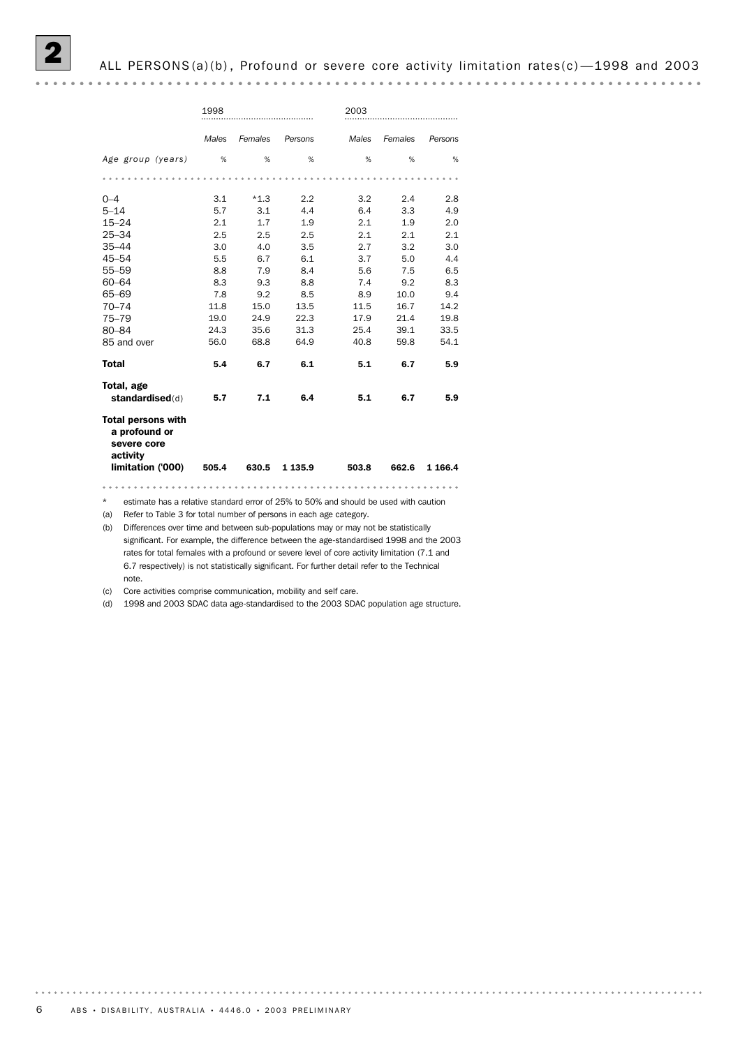# 2 ALL PERSONS(a)(b), Profound or severe core activity limitation rates(c)—1998 and 2003

| | 1998 | | | 2003 | | |
|---|---|---|---|---|---|---|
| | *Males* | *Females* | *Persons* | *Males* | *Females* | *Persons* |
| *Age group (years)* | % | % | % | % | % | % |
| 0–4 | 3.1 | *1.3 | 2.2 | 3.2 | 2.4 | 2.8 |
| 5–14 | 5.7 | 3.1 | 4.4 | 6.4 | 3.3 | 4.9 |
| 15–24 | 2.1 | 1.7 | 1.9 | 2.1 | 1.9 | 2.0 |
| 25–34 | 2.5 | 2.5 | 2.5 | 2.1 | 2.1 | 2.1 |
| 35–44 | 3.0 | 4.0 | 3.5 | 2.7 | 3.2 | 3.0 |
| 45–54 | 5.5 | 6.7 | 6.1 | 3.7 | 5.0 | 4.4 |
| 55–59 | 8.8 | 7.9 | 8.4 | 5.6 | 7.5 | 6.5 |
| 60–64 | 8.3 | 9.3 | 8.8 | 7.4 | 9.2 | 8.3 |
| 65–69 | 7.8 | 9.2 | 8.5 | 8.9 | 10.0 | 9.4 |
| 70–74 | 11.8 | 15.0 | 13.5 | 11.5 | 16.7 | 14.2 |
| 75–79 | 19.0 | 24.9 | 22.3 | 17.9 | 21.4 | 19.8 |
| 80–84 | 24.3 | 35.6 | 31.3 | 25.4 | 39.1 | 33.5 |
| 85 and over | 56.0 | 68.8 | 64.9 | 40.8 | 59.8 | 54.1 |
| **Total** | **5.4** | **6.7** | **6.1** | **5.1** | **6.7** | **5.9** |
| **Total, age standardised**(d) | **5.7** | **7.1** | **6.4** | **5.1** | **6.7** | **5.9** |
| **Total persons with a profound or severe core activity limitation ('000)** | **505.4** | **630.5** | **1 135.9** | **503.8** | **662.6** | **1 166.4** |

\* estimate has a relative standard error of 25% to 50% and should be used with caution

(a) Refer to Table 3 for total number of persons in each age category.

(b) Differences over time and between sub-populations may or may not be statistically significant. For example, the difference between the age-standardised 1998 and the 2003 rates for total females with a profound or severe level of core activity limitation (7.1 and 6.7 respectively) is not statistically significant. For further detail refer to the Technical note.

(c) Core activities comprise communication, mobility and self care.

(d) 1998 and 2003 SDAC data age-standardised to the 2003 SDAC population age structure.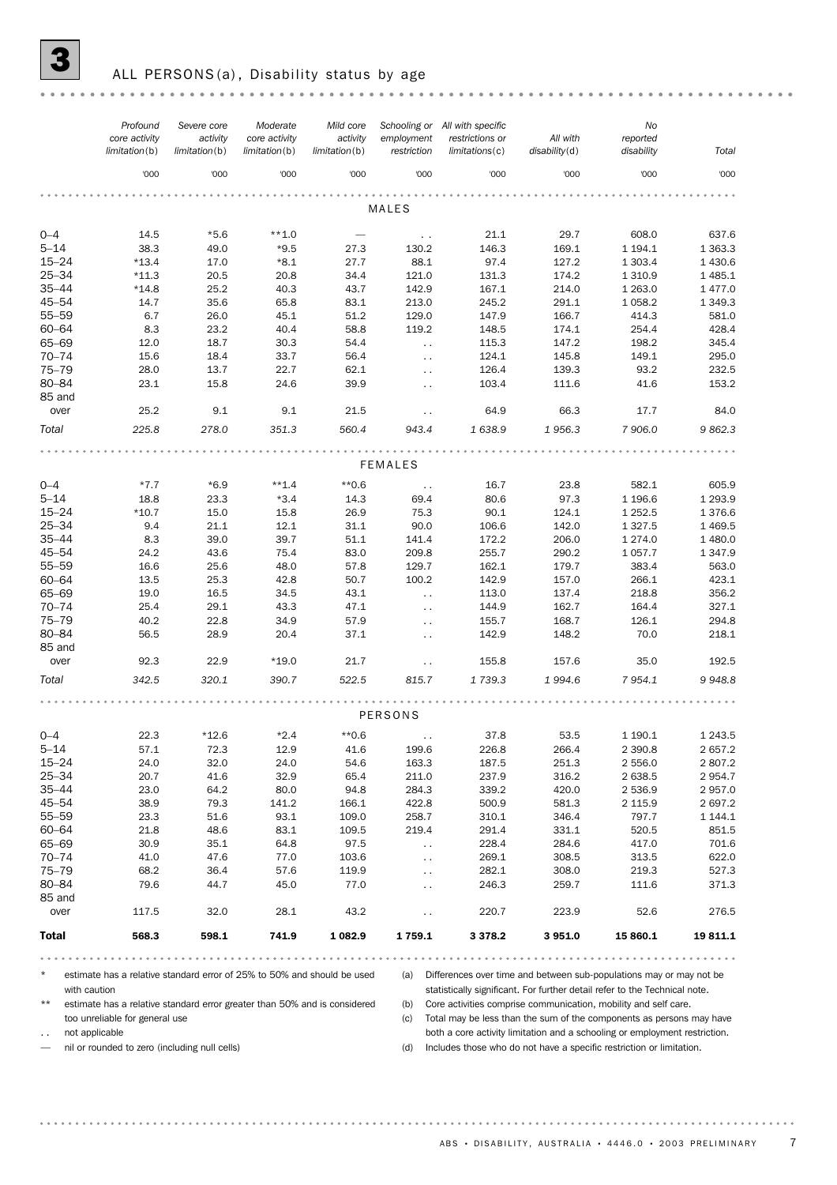## 3 ALL PERSONS(a), Disability status by age

| | Profound core activity limitation(b) | Severe core activity limitation(b) | Moderate core activity limitation(b) | Mild core activity limitation(b) | Schooling or employment restriction | All with specific restrictions or limitations(c) | All with disability(d) | No reported disability | Total |
|---|---|---|---|---|---|---|---|---|---|
| | '000 | '000 | '000 | '000 | '000 | '000 | '000 | '000 | '000 |
| **MALES** | | | | | | | | | |
| 0–4 | 14.5 | *5.6 | **1.0 | — | . . | 21.1 | 29.7 | 608.0 | 637.6 |
| 5–14 | 38.3 | 49.0 | *9.5 | 27.3 | 130.2 | 146.3 | 169.1 | 1 194.1 | 1 363.3 |
| 15–24 | *13.4 | 17.0 | *8.1 | 27.7 | 88.1 | 97.4 | 127.2 | 1 303.4 | 1 430.6 |
| 25–34 | *11.3 | 20.5 | 20.8 | 34.4 | 121.0 | 131.3 | 174.2 | 1 310.9 | 1 485.1 |
| 35–44 | *14.8 | 25.2 | 40.3 | 43.7 | 142.9 | 167.1 | 214.0 | 1 263.0 | 1 477.0 |
| 45–54 | 14.7 | 35.6 | 65.8 | 83.1 | 213.0 | 245.2 | 291.1 | 1 058.2 | 1 349.3 |
| 55–59 | 6.7 | 26.0 | 45.1 | 51.2 | 129.0 | 147.9 | 166.7 | 414.3 | 581.0 |
| 60–64 | 8.3 | 23.2 | 40.4 | 58.8 | 119.2 | 148.5 | 174.1 | 254.4 | 428.4 |
| 65–69 | 12.0 | 18.7 | 30.3 | 54.4 | . . | 115.3 | 147.2 | 198.2 | 345.4 |
| 70–74 | 15.6 | 18.4 | 33.7 | 56.4 | . . | 124.1 | 145.8 | 149.1 | 295.0 |
| 75–79 | 28.0 | 13.7 | 22.7 | 62.1 | . . | 126.4 | 139.3 | 93.2 | 232.5 |
| 80–84 | 23.1 | 15.8 | 24.6 | 39.9 | . . | 103.4 | 111.6 | 41.6 | 153.2 |
| 85 and over | 25.2 | 9.1 | 9.1 | 21.5 | . . | 64.9 | 66.3 | 17.7 | 84.0 |
| *Total* | *225.8* | *278.0* | *351.3* | *560.4* | *943.4* | *1 638.9* | *1 956.3* | *7 906.0* | *9 862.3* |
| **FEMALES** | | | | | | | | | |
| 0–4 | *7.7 | *6.9 | **1.4 | **0.6 | . . | 16.7 | 23.8 | 582.1 | 605.9 |
| 5–14 | 18.8 | 23.3 | *3.4 | 14.3 | 69.4 | 80.6 | 97.3 | 1 196.6 | 1 293.9 |
| 15–24 | *10.7 | 15.0 | 15.8 | 26.9 | 75.3 | 90.1 | 124.1 | 1 252.5 | 1 376.6 |
| 25–34 | 9.4 | 21.1 | 12.1 | 31.1 | 90.0 | 106.6 | 142.0 | 1 327.5 | 1 469.5 |
| 35–44 | 8.3 | 39.0 | 39.7 | 51.1 | 141.4 | 172.2 | 206.0 | 1 274.0 | 1 480.0 |
| 45–54 | 24.2 | 43.6 | 75.4 | 83.0 | 209.8 | 255.7 | 290.2 | 1 057.7 | 1 347.9 |
| 55–59 | 16.6 | 25.6 | 48.0 | 57.8 | 129.7 | 162.1 | 179.7 | 383.4 | 563.0 |
| 60–64 | 13.5 | 25.3 | 42.8 | 50.7 | 100.2 | 142.9 | 157.0 | 266.1 | 423.1 |
| 65–69 | 19.0 | 16.5 | 34.5 | 43.1 | . . | 113.0 | 137.4 | 218.8 | 356.2 |
| 70–74 | 25.4 | 29.1 | 43.3 | 47.1 | . . | 144.9 | 162.7 | 164.4 | 327.1 |
| 75–79 | 40.2 | 22.8 | 34.9 | 57.9 | . . | 155.7 | 168.7 | 126.1 | 294.8 |
| 80–84 | 56.5 | 28.9 | 20.4 | 37.1 | . . | 142.9 | 148.2 | 70.0 | 218.1 |
| 85 and over | 92.3 | 22.9 | *19.0 | 21.7 | . . | 155.8 | 157.6 | 35.0 | 192.5 |
| *Total* | *342.5* | *320.1* | *390.7* | *522.5* | *815.7* | *1 739.3* | *1 994.6* | *7 954.1* | *9 948.8* |
| **PERSONS** | | | | | | | | | |
| 0–4 | 22.3 | *12.6 | *2.4 | **0.6 | . . | 37.8 | 53.5 | 1 190.1 | 1 243.5 |
| 5–14 | 57.1 | 72.3 | 12.9 | 41.6 | 199.6 | 226.8 | 266.4 | 2 390.8 | 2 657.2 |
| 15–24 | 24.0 | 32.0 | 24.0 | 54.6 | 163.3 | 187.5 | 251.3 | 2 556.0 | 2 807.2 |
| 25–34 | 20.7 | 41.6 | 32.9 | 65.4 | 211.0 | 237.9 | 316.2 | 2 638.5 | 2 954.7 |
| 35–44 | 23.0 | 64.2 | 80.0 | 94.8 | 284.3 | 339.2 | 420.0 | 2 536.9 | 2 957.0 |
| 45–54 | 38.9 | 79.3 | 141.2 | 166.1 | 422.8 | 500.9 | 581.3 | 2 115.9 | 2 697.2 |
| 55–59 | 23.3 | 51.6 | 93.1 | 109.0 | 258.7 | 310.1 | 346.4 | 797.7 | 1 144.1 |
| 60–64 | 21.8 | 48.6 | 83.1 | 109.5 | 219.4 | 291.4 | 331.1 | 520.5 | 851.5 |
| 65–69 | 30.9 | 35.1 | 64.8 | 97.5 | . . | 228.4 | 284.6 | 417.0 | 701.6 |
| 70–74 | 41.0 | 47.6 | 77.0 | 103.6 | . . | 269.1 | 308.5 | 313.5 | 622.0 |
| 75–79 | 68.2 | 36.4 | 57.6 | 119.9 | . . | 282.1 | 308.0 | 219.3 | 527.3 |
| 80–84 | 79.6 | 44.7 | 45.0 | 77.0 | . . | 246.3 | 259.7 | 111.6 | 371.3 |
| 85 and over | 117.5 | 32.0 | 28.1 | 43.2 | . . | 220.7 | 223.9 | 52.6 | 276.5 |
| **Total** | **568.3** | **598.1** | **741.9** | **1 082.9** | **1 759.1** | **3 378.2** | **3 951.0** | **15 860.1** | **19 811.1** |

\* estimate has a relative standard error of 25% to 50% and should be used with caution

** estimate has a relative standard error greater than 50% and is considered too unreliable for general use

. . not applicable

— nil or rounded to zero (including null cells)

(a) Differences over time and between sub-populations may or may not be statistically significant. For further detail refer to the Technical note.

(b) Core activities comprise communication, mobility and self care.

(c) Total may be less than the sum of the components as persons may have both a core activity limitation and a schooling or employment restriction.

(d) Includes those who do not have a specific restriction or limitation.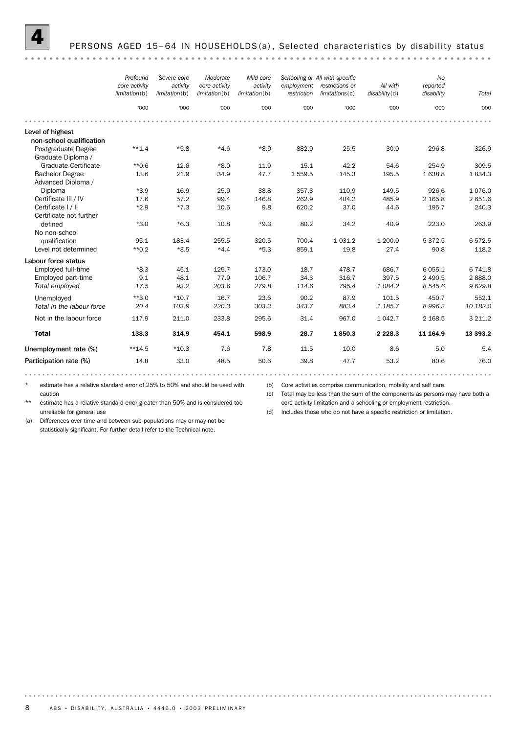## 4 PERSONS AGED 15–64 IN HOUSEHOLDS(a), Selected characteristics by disability status

| | Profound core activity limitation(b) | Severe core activity limitation(b) | Moderate core activity limitation(b) | Mild core activity limitation(b) | Schooling or employment restriction | All with specific restrictions or limitations(c) | All with disability(d) | No reported disability | Total |
|---|---|---|---|---|---|---|---|---|---|
| | '000 | '000 | '000 | '000 | '000 | '000 | '000 | '000 | '000 |
| **Level of highest non-school qualification** | | | | | | | | | |
| Postgraduate Degree | **1.4 | *5.8 | *4.6 | *8.9 | 882.9 | 25.5 | 30.0 | 296.8 | 326.9 |
| Graduate Diploma / Graduate Certificate | **0.6 | 12.6 | *8.0 | 11.9 | 15.1 | 42.2 | 54.6 | 254.9 | 309.5 |
| Bachelor Degree | 13.6 | 21.9 | 34.9 | 47.7 | 1 559.5 | 145.3 | 195.5 | 1 638.8 | 1 834.3 |
| Advanced Diploma / Diploma | *3.9 | 16.9 | 25.9 | 38.8 | 357.3 | 110.9 | 149.5 | 926.6 | 1 076.0 |
| Certificate III / IV | 17.6 | 57.2 | 99.4 | 146.8 | 262.9 | 404.2 | 485.9 | 2 165.8 | 2 651.6 |
| Certificate I / II | *2.9 | *7.3 | 10.6 | 9.8 | 620.2 | 37.0 | 44.6 | 195.7 | 240.3 |
| Certificate not further defined | *3.0 | *6.3 | 10.8 | *9.3 | 80.2 | 34.2 | 40.9 | 223.0 | 263.9 |
| No non-school qualification | 95.1 | 183.4 | 255.5 | 320.5 | 700.4 | 1 031.2 | 1 200.0 | 5 372.5 | 6 572.5 |
| Level not determined | **0.2 | *3.5 | *4.4 | *5.3 | 859.1 | 19.8 | 27.4 | 90.8 | 118.2 |
| **Labour force status** | | | | | | | | | |
| Employed full-time | *8.3 | 45.1 | 125.7 | 173.0 | 18.7 | 478.7 | 686.7 | 6 055.1 | 6 741.8 |
| Employed part-time | 9.1 | 48.1 | 77.9 | 106.7 | 34.3 | 316.7 | 397.5 | 2 490.5 | 2 888.0 |
| *Total employed* | *17.5* | *93.2* | *203.6* | *279.8* | *114.6* | *795.4* | *1 084.2* | *8 545.6* | *9 629.8* |
| Unemployed | **3.0 | *10.7 | 16.7 | 23.6 | 90.2 | 87.9 | 101.5 | 450.7 | 552.1 |
| *Total in the labour force* | *20.4* | *103.9* | *220.3* | *303.3* | *343.7* | *883.4* | *1 185.7* | *8 996.3* | *10 182.0* |
| Not in the labour force | 117.9 | 211.0 | 233.8 | 295.6 | 31.4 | 967.0 | 1 042.7 | 2 168.5 | 3 211.2 |
| **Total** | **138.3** | **314.9** | **454.1** | **598.9** | **28.7** | **1 850.3** | **2 228.3** | **11 164.9** | **13 393.2** |
| Unemployment rate (%) | **14.5 | *10.3 | 7.6 | 7.8 | 11.5 | 10.0 | 8.6 | 5.0 | 5.4 |
| Participation rate (%) | 14.8 | 33.0 | 48.5 | 50.6 | 39.8 | 47.7 | 53.2 | 80.6 | 76.0 |

\* estimate has a relative standard error of 25% to 50% and should be used with caution

\*\* estimate has a relative standard error greater than 50% and is considered too unreliable for general use

(a) Differences over time and between sub-populations may or may not be statistically significant. For further detail refer to the Technical note.

(b) Core activities comprise communication, mobility and self care.

(c) Total may be less than the sum of the components as persons may have both a core activity limitation and a schooling or employment restriction.

(d) Includes those who do not have a specific restriction or limitation.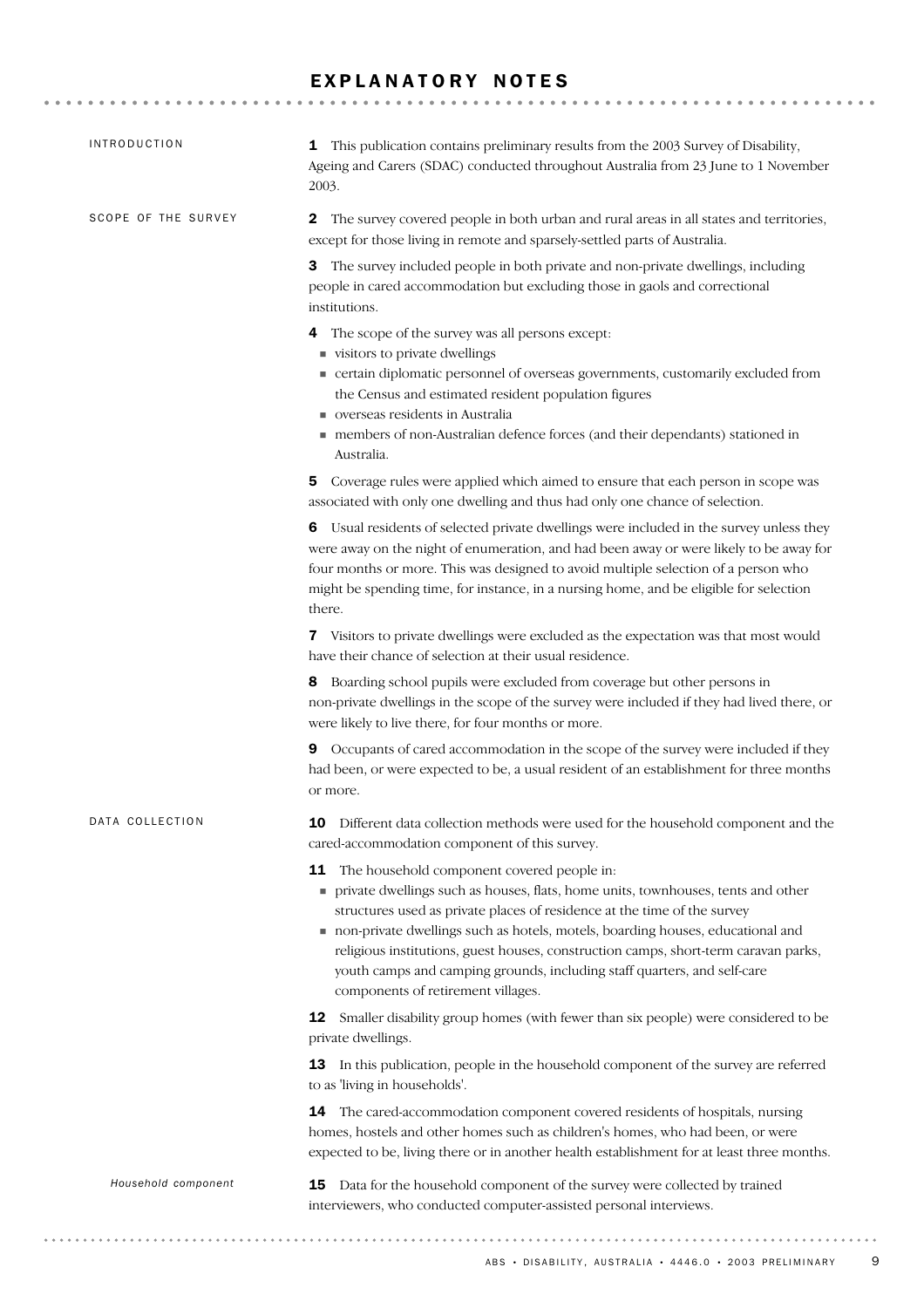# EXPLANATORY NOTES

## INTRODUCTION

**1** This publication contains preliminary results from the 2003 Survey of Disability, Ageing and Carers (SDAC) conducted throughout Australia from 23 June to 1 November 2003.

## SCOPE OF THE SURVEY

**2** The survey covered people in both urban and rural areas in all states and territories, except for those living in remote and sparsely-settled parts of Australia.

**3** The survey included people in both private and non-private dwellings, including people in cared accommodation but excluding those in gaols and correctional institutions.

**4** The scope of the survey was all persons except:

- visitors to private dwellings
- certain diplomatic personnel of overseas governments, customarily excluded from the Census and estimated resident population figures
- overseas residents in Australia
- members of non-Australian defence forces (and their dependants) stationed in Australia.

**5** Coverage rules were applied which aimed to ensure that each person in scope was associated with only one dwelling and thus had only one chance of selection.

**6** Usual residents of selected private dwellings were included in the survey unless they were away on the night of enumeration, and had been away or were likely to be away for four months or more. This was designed to avoid multiple selection of a person who might be spending time, for instance, in a nursing home, and be eligible for selection there.

**7** Visitors to private dwellings were excluded as the expectation was that most would have their chance of selection at their usual residence.

**8** Boarding school pupils were excluded from coverage but other persons in non-private dwellings in the scope of the survey were included if they had lived there, or were likely to live there, for four months or more.

**9** Occupants of cared accommodation in the scope of the survey were included if they had been, or were expected to be, a usual resident of an establishment for three months or more.

## DATA COLLECTION

**10** Different data collection methods were used for the household component and the cared-accommodation component of this survey.

**11** The household component covered people in:

- private dwellings such as houses, flats, home units, townhouses, tents and other structures used as private places of residence at the time of the survey
- non-private dwellings such as hotels, motels, boarding houses, educational and religious institutions, guest houses, construction camps, short-term caravan parks, youth camps and camping grounds, including staff quarters, and self-care components of retirement villages.

**12** Smaller disability group homes (with fewer than six people) were considered to be private dwellings.

**13** In this publication, people in the household component of the survey are referred to as 'living in households'.

**14** The cared-accommodation component covered residents of hospitals, nursing homes, hostels and other homes such as children's homes, who had been, or were expected to be, living there or in another health establishment for at least three months.

### *Household component*

**15** Data for the household component of the survey were collected by trained interviewers, who conducted computer-assisted personal interviews.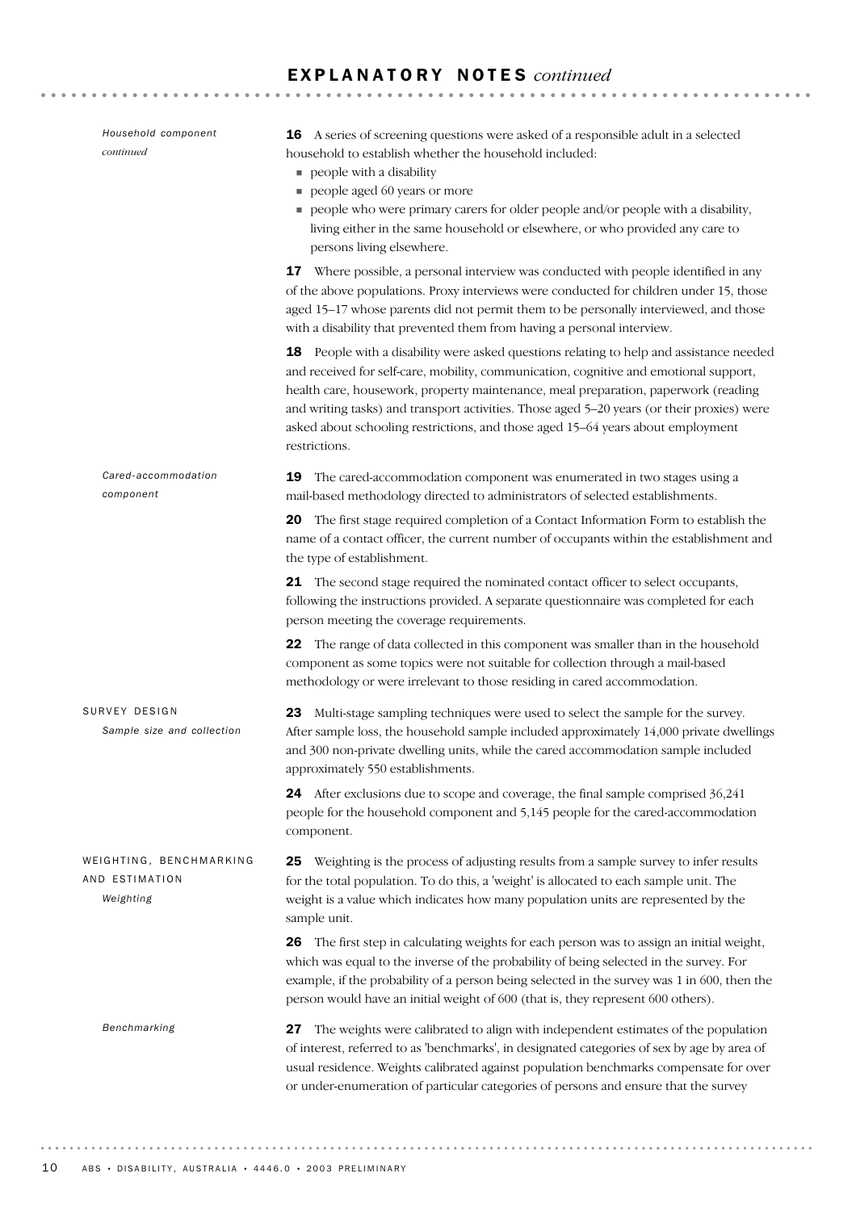*Household component continued*

**16** A series of screening questions were asked of a responsible adult in a selected household to establish whether the household included:

- people with a disability
- people aged 60 years or more
- people who were primary carers for older people and/or people with a disability, living either in the same household or elsewhere, or who provided any care to persons living elsewhere.

**17** Where possible, a personal interview was conducted with people identified in any of the above populations. Proxy interviews were conducted for children under 15, those aged 15–17 whose parents did not permit them to be personally interviewed, and those with a disability that prevented them from having a personal interview.

**18** People with a disability were asked questions relating to help and assistance needed and received for self-care, mobility, communication, cognitive and emotional support, health care, housework, property maintenance, meal preparation, paperwork (reading and writing tasks) and transport activities. Those aged 5–20 years (or their proxies) were asked about schooling restrictions, and those aged 15–64 years about employment restrictions.

*Cared-accommodation component*

**19** The cared-accommodation component was enumerated in two stages using a mail-based methodology directed to administrators of selected establishments.

**20** The first stage required completion of a Contact Information Form to establish the name of a contact officer, the current number of occupants within the establishment and the type of establishment.

**21** The second stage required the nominated contact officer to select occupants, following the instructions provided. A separate questionnaire was completed for each person meeting the coverage requirements.

**22** The range of data collected in this component was smaller than in the household component as some topics were not suitable for collection through a mail-based methodology or were irrelevant to those residing in cared accommodation.

## SURVEY DESIGN

*Sample size and collection*

**23** Multi-stage sampling techniques were used to select the sample for the survey. After sample loss, the household sample included approximately 14,000 private dwellings and 300 non-private dwelling units, while the cared accommodation sample included approximately 550 establishments.

**24** After exclusions due to scope and coverage, the final sample comprised 36,241 people for the household component and 5,145 people for the cared-accommodation component.

## WEIGHTING, BENCHMARKING AND ESTIMATION

*Weighting*

**25** Weighting is the process of adjusting results from a sample survey to infer results for the total population. To do this, a 'weight' is allocated to each sample unit. The weight is a value which indicates how many population units are represented by the sample unit.

**26** The first step in calculating weights for each person was to assign an initial weight, which was equal to the inverse of the probability of being selected in the survey. For example, if the probability of a person being selected in the survey was 1 in 600, then the person would have an initial weight of 600 (that is, they represent 600 others).

*Benchmarking*

**27** The weights were calibrated to align with independent estimates of the population of interest, referred to as 'benchmarks', in designated categories of sex by age by area of usual residence. Weights calibrated against population benchmarks compensate for over or under-enumeration of particular categories of persons and ensure that the survey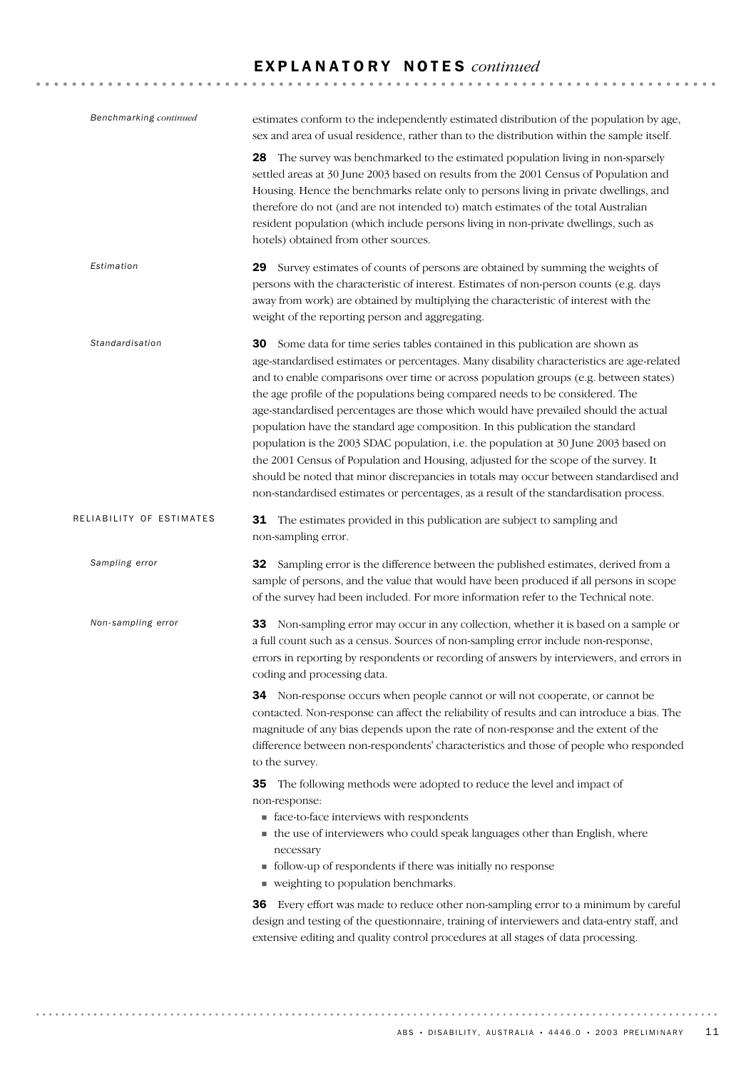## EXPLANATORY NOTES *continued*

*Benchmarking continued*

estimates conform to the independently estimated distribution of the population by age, sex and area of usual residence, rather than to the distribution within the sample itself.

**28** The survey was benchmarked to the estimated population living in non-sparsely settled areas at 30 June 2003 based on results from the 2001 Census of Population and Housing. Hence the benchmarks relate only to persons living in private dwellings, and therefore do not (and are not intended to) match estimates of the total Australian resident population (which include persons living in non-private dwellings, such as hotels) obtained from other sources.

*Estimation*

**29** Survey estimates of counts of persons are obtained by summing the weights of persons with the characteristic of interest. Estimates of non-person counts (e.g. days away from work) are obtained by multiplying the characteristic of interest with the weight of the reporting person and aggregating.

*Standardisation*

**30** Some data for time series tables contained in this publication are shown as age-standardised estimates or percentages. Many disability characteristics are age-related and to enable comparisons over time or across population groups (e.g. between states) the age profile of the populations being compared needs to be considered. The age-standardised percentages are those which would have prevailed should the actual population have the standard age composition. In this publication the standard population is the 2003 SDAC population, i.e. the population at 30 June 2003 based on the 2001 Census of Population and Housing, adjusted for the scope of the survey. It should be noted that minor discrepancies in totals may occur between standardised and non-standardised estimates or percentages, as a result of the standardisation process.

### RELIABILITY OF ESTIMATES

**31** The estimates provided in this publication are subject to sampling and non-sampling error.

*Sampling error*

**32** Sampling error is the difference between the published estimates, derived from a sample of persons, and the value that would have been produced if all persons in scope of the survey had been included. For more information refer to the Technical note.

*Non-sampling error*

**33** Non-sampling error may occur in any collection, whether it is based on a sample or a full count such as a census. Sources of non-sampling error include non-response, errors in reporting by respondents or recording of answers by interviewers, and errors in coding and processing data.

**34** Non-response occurs when people cannot or will not cooperate, or cannot be contacted. Non-response can affect the reliability of results and can introduce a bias. The magnitude of any bias depends upon the rate of non-response and the extent of the difference between non-respondents' characteristics and those of people who responded to the survey.

**35** The following methods were adopted to reduce the level and impact of non-response:

- face-to-face interviews with respondents
- the use of interviewers who could speak languages other than English, where necessary
- follow-up of respondents if there was initially no response
- weighting to population benchmarks.

**36** Every effort was made to reduce other non-sampling error to a minimum by careful design and testing of the questionnaire, training of interviewers and data-entry staff, and extensive editing and quality control procedures at all stages of data processing.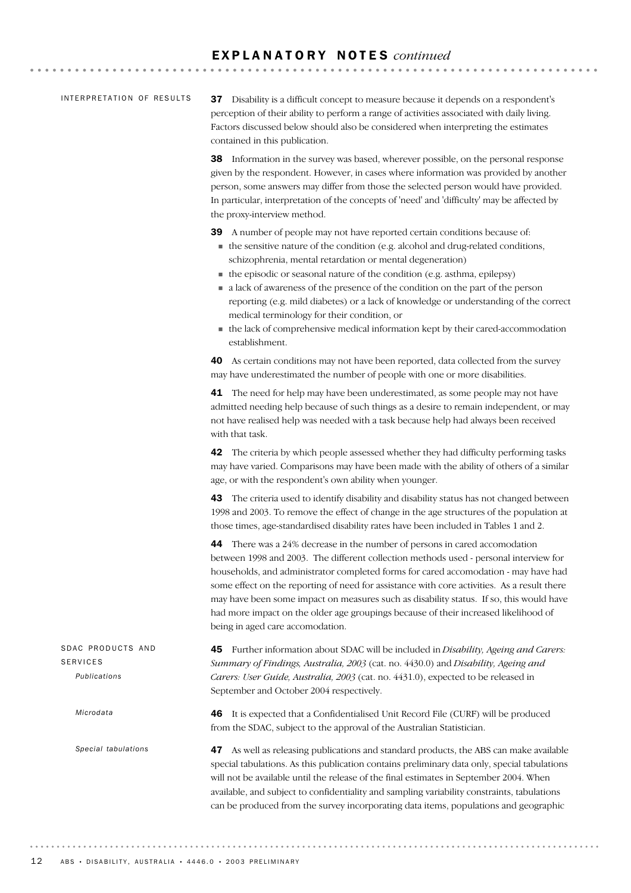## EXPLANATORY NOTES *continued*

### INTERPRETATION OF RESULTS

**37** Disability is a difficult concept to measure because it depends on a respondent's perception of their ability to perform a range of activities associated with daily living. Factors discussed below should also be considered when interpreting the estimates contained in this publication.

**38** Information in the survey was based, wherever possible, on the personal response given by the respondent. However, in cases where information was provided by another person, some answers may differ from those the selected person would have provided. In particular, interpretation of the concepts of 'need' and 'difficulty' may be affected by the proxy-interview method.

**39** A number of people may not have reported certain conditions because of:

- the sensitive nature of the condition (e.g. alcohol and drug-related conditions, schizophrenia, mental retardation or mental degeneration)
- the episodic or seasonal nature of the condition (e.g. asthma, epilepsy)
- a lack of awareness of the presence of the condition on the part of the person reporting (e.g. mild diabetes) or a lack of knowledge or understanding of the correct medical terminology for their condition, or
- the lack of comprehensive medical information kept by their cared-accommodation establishment.

**40** As certain conditions may not have been reported, data collected from the survey may have underestimated the number of people with one or more disabilities.

**41** The need for help may have been underestimated, as some people may not have admitted needing help because of such things as a desire to remain independent, or may not have realised help was needed with a task because help had always been received with that task.

**42** The criteria by which people assessed whether they had difficulty performing tasks may have varied. Comparisons may have been made with the ability of others of a similar age, or with the respondent's own ability when younger.

**43** The criteria used to identify disability and disability status has not changed between 1998 and 2003. To remove the effect of change in the age structures of the population at those times, age-standardised disability rates have been included in Tables 1 and 2.

**44** There was a 24% decrease in the number of persons in cared accomodation between 1998 and 2003. The different collection methods used - personal interview for households, and administrator completed forms for cared accomodation - may have had some effect on the reporting of need for assistance with core activities. As a result there may have been some impact on measures such as disability status. If so, this would have had more impact on the older age groupings because of their increased likelihood of being in aged care accomodation.

### SDAC PRODUCTS AND SERVICES

#### *Publications*

**45** Further information about SDAC will be included in *Disability, Ageing and Carers: Summary of Findings, Australia, 2003* (cat. no. 4430.0) and *Disability, Ageing and Carers: User Guide, Australia, 2003* (cat. no. 4431.0), expected to be released in September and October 2004 respectively.

#### *Microdata*

**46** It is expected that a Confidentialised Unit Record File (CURF) will be produced from the SDAC, subject to the approval of the Australian Statistician.

#### *Special tabulations*

**47** As well as releasing publications and standard products, the ABS can make available special tabulations. As this publication contains preliminary data only, special tabulations will not be available until the release of the final estimates in September 2004. When available, and subject to confidentiality and sampling variability constraints, tabulations can be produced from the survey incorporating data items, populations and geographic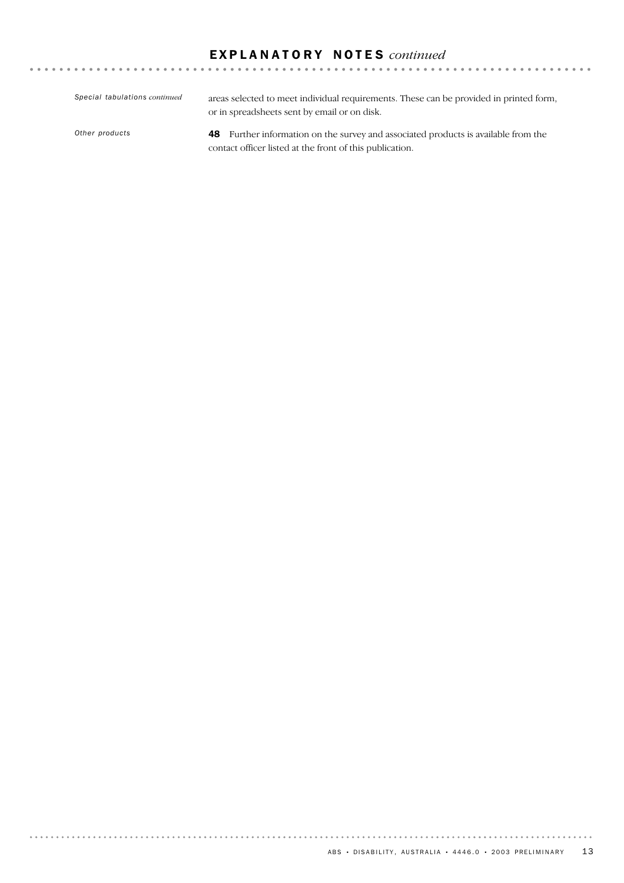# EXPLANATORY NOTES *continued*

*Special tabulations continued*

areas selected to meet individual requirements. These can be provided in printed form, or in spreadsheets sent by email or on disk.

*Other products*

**48** Further information on the survey and associated products is available from the contact officer listed at the front of this publication.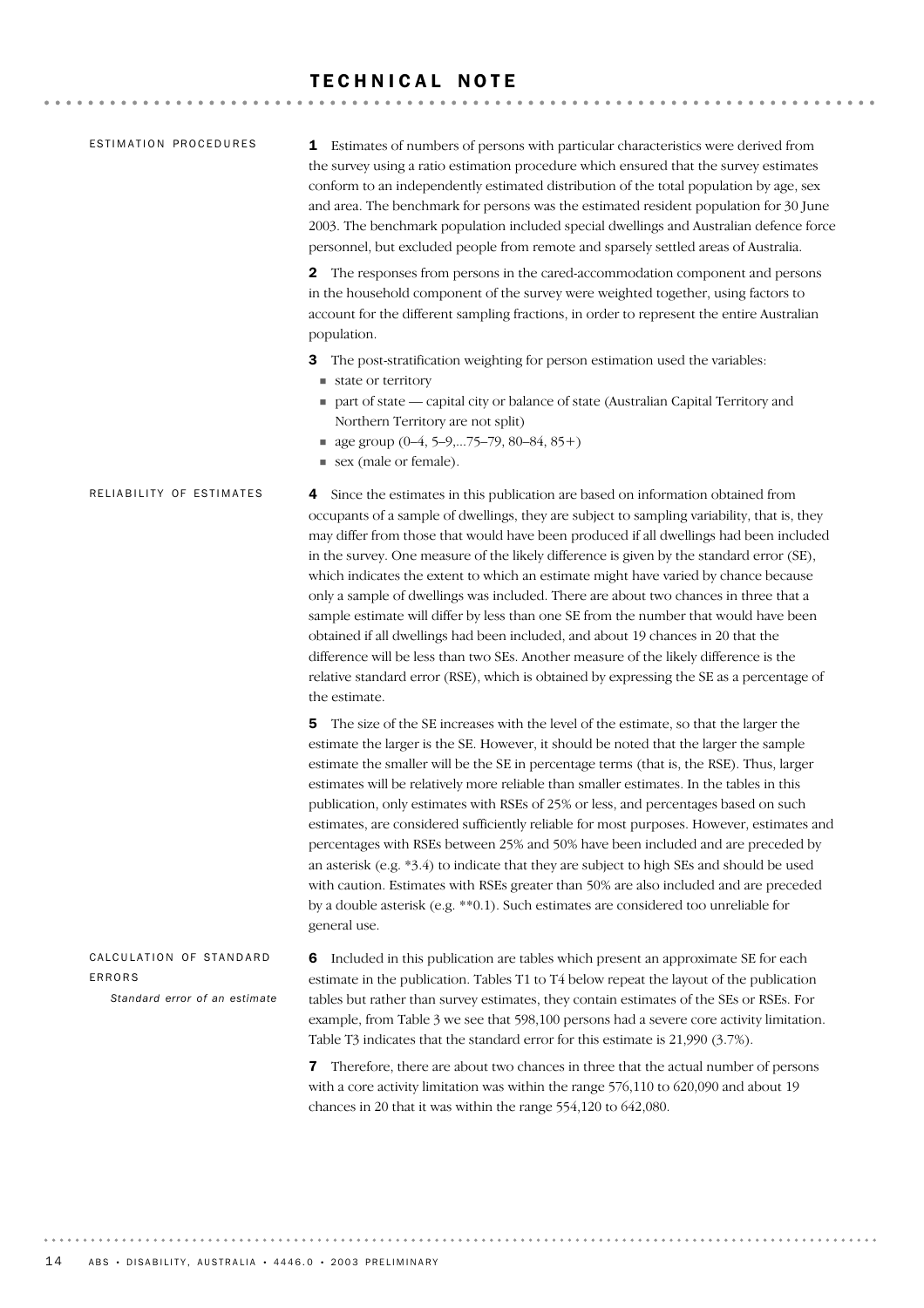# TECHNICAL NOTE

## ESTIMATION PROCEDURES

**1** Estimates of numbers of persons with particular characteristics were derived from the survey using a ratio estimation procedure which ensured that the survey estimates conform to an independently estimated distribution of the total population by age, sex and area. The benchmark for persons was the estimated resident population for 30 June 2003. The benchmark population included special dwellings and Australian defence force personnel, but excluded people from remote and sparsely settled areas of Australia.

**2** The responses from persons in the cared-accommodation component and persons in the household component of the survey were weighted together, using factors to account for the different sampling fractions, in order to represent the entire Australian population.

**3** The post-stratification weighting for person estimation used the variables:

- state or territory
- part of state — capital city or balance of state (Australian Capital Territory and Northern Territory are not split)
- age group (0–4, 5–9,...75–79, 80–84, 85+)
- sex (male or female).

## RELIABILITY OF ESTIMATES

**4** Since the estimates in this publication are based on information obtained from occupants of a sample of dwellings, they are subject to sampling variability, that is, they may differ from those that would have been produced if all dwellings had been included in the survey. One measure of the likely difference is given by the standard error (SE), which indicates the extent to which an estimate might have varied by chance because only a sample of dwellings was included. There are about two chances in three that a sample estimate will differ by less than one SE from the number that would have been obtained if all dwellings had been included, and about 19 chances in 20 that the difference will be less than two SEs. Another measure of the likely difference is the relative standard error (RSE), which is obtained by expressing the SE as a percentage of the estimate.

**5** The size of the SE increases with the level of the estimate, so that the larger the estimate the larger is the SE. However, it should be noted that the larger the sample estimate the smaller will be the SE in percentage terms (that is, the RSE). Thus, larger estimates will be relatively more reliable than smaller estimates. In the tables in this publication, only estimates with RSEs of 25% or less, and percentages based on such estimates, are considered sufficiently reliable for most purposes. However, estimates and percentages with RSEs between 25% and 50% have been included and are preceded by an asterisk (e.g. *3.4) to indicate that they are subject to high SEs and should be used with caution. Estimates with RSEs greater than 50% are also included and are preceded by a double asterisk (e.g. **0.1). Such estimates are considered too unreliable for general use.

## CALCULATION OF STANDARD ERRORS

### *Standard error of an estimate*

**6** Included in this publication are tables which present an approximate SE for each estimate in the publication. Tables T1 to T4 below repeat the layout of the publication tables but rather than survey estimates, they contain estimates of the SEs or RSEs. For example, from Table 3 we see that 598,100 persons had a severe core activity limitation. Table T3 indicates that the standard error for this estimate is 21,990 (3.7%).

**7** Therefore, there are about two chances in three that the actual number of persons with a core activity limitation was within the range 576,110 to 620,090 and about 19 chances in 20 that it was within the range 554,120 to 642,080.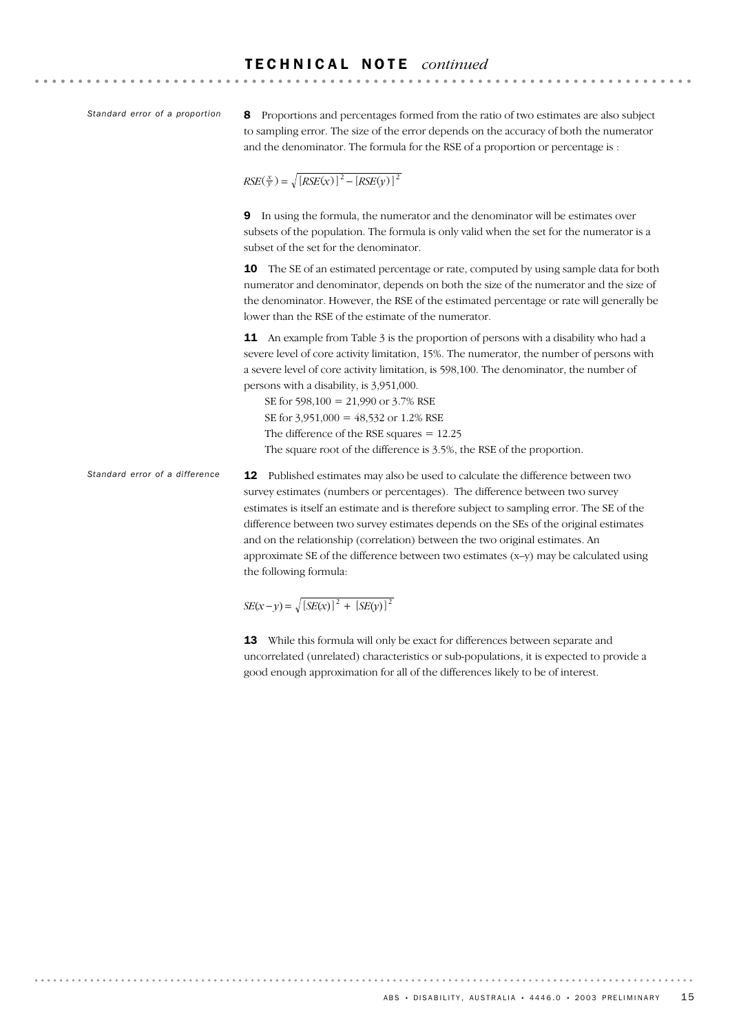## TECHNICAL NOTE *continued*

*Standard error of a proportion*

**8** Proportions and percentages formed from the ratio of two estimates are also subject to sampling error. The size of the error depends on the accuracy of both the numerator and the denominator. The formula for the RSE of a proportion or percentage is :

$$RSE(\tfrac{x}{y}) = \sqrt{[RSE(x)]^2 - [RSE(y)]^2}$$

**9** In using the formula, the numerator and the denominator will be estimates over subsets of the population. The formula is only valid when the set for the numerator is a subset of the set for the denominator.

**10** The SE of an estimated percentage or rate, computed by using sample data for both numerator and denominator, depends on both the size of the numerator and the size of the denominator. However, the RSE of the estimated percentage or rate will generally be lower than the RSE of the estimate of the numerator.

**11** An example from Table 3 is the proportion of persons with a disability who had a severe level of core activity limitation, 15%. The numerator, the number of persons with a severe level of core activity limitation, is 598,100. The denominator, the number of persons with a disability, is 3,951,000.

SE for 598,100 = 21,990 or 3.7% RSE

SE for 3,951,000 = 48,532 or 1.2% RSE

The difference of the RSE squares = 12.25

The square root of the difference is 3.5%, the RSE of the proportion.

*Standard error of a difference*

**12** Published estimates may also be used to calculate the difference between two survey estimates (numbers or percentages). The difference between two survey estimates is itself an estimate and is therefore subject to sampling error. The SE of the difference between two survey estimates depends on the SEs of the original estimates and on the relationship (correlation) between the two original estimates. An approximate SE of the difference between two estimates (x–y) may be calculated using the following formula:

$$SE(x-y) = \sqrt{[SE(x)]^2 + [SE(y)]^2}$$

**13** While this formula will only be exact for differences between separate and uncorrelated (unrelated) characteristics or sub-populations, it is expected to provide a good enough approximation for all of the differences likely to be of interest.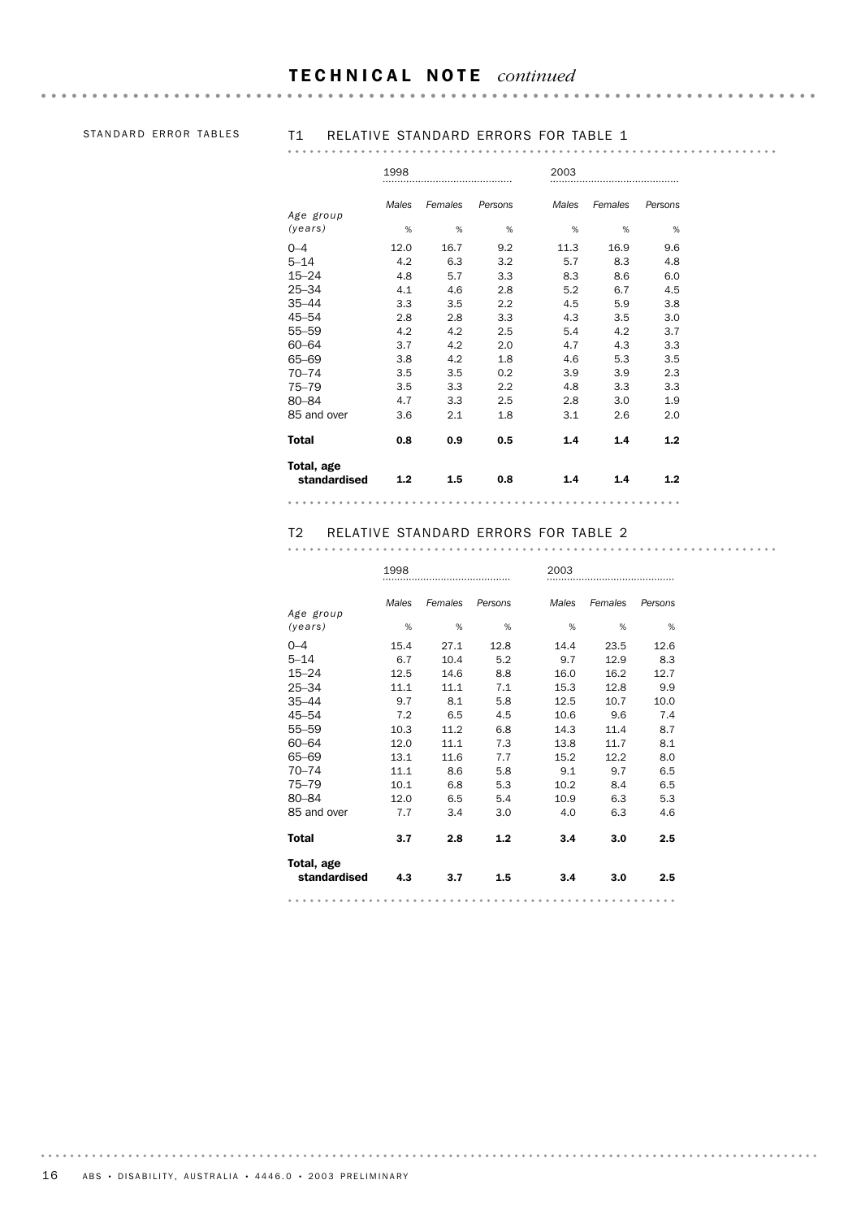## TECHNICAL NOTE *continued*

STANDARD ERROR TABLES

### T1 RELATIVE STANDARD ERRORS FOR TABLE 1

| Age group (years) | 1998 | | | 2003 | | |
|---|---|---|---|---|---|---|
| | Males | Females | Persons | Males | Females | Persons |
| | % | % | % | % | % | % |
| 0–4 | 12.0 | 16.7 | 9.2 | 11.3 | 16.9 | 9.6 |
| 5–14 | 4.2 | 6.3 | 3.2 | 5.7 | 8.3 | 4.8 |
| 15–24 | 4.8 | 5.7 | 3.3 | 8.3 | 8.6 | 6.0 |
| 25–34 | 4.1 | 4.6 | 2.8 | 5.2 | 6.7 | 4.5 |
| 35–44 | 3.3 | 3.5 | 2.2 | 4.5 | 5.9 | 3.8 |
| 45–54 | 2.8 | 2.8 | 3.3 | 4.3 | 3.5 | 3.0 |
| 55–59 | 4.2 | 4.2 | 2.5 | 5.4 | 4.2 | 3.7 |
| 60–64 | 3.7 | 4.2 | 2.0 | 4.7 | 4.3 | 3.3 |
| 65–69 | 3.8 | 4.2 | 1.8 | 4.6 | 5.3 | 3.5 |
| 70–74 | 3.5 | 3.5 | 0.2 | 3.9 | 3.9 | 2.3 |
| 75–79 | 3.5 | 3.3 | 2.2 | 4.8 | 3.3 | 3.3 |
| 80–84 | 4.7 | 3.3 | 2.5 | 2.8 | 3.0 | 1.9 |
| 85 and over | 3.6 | 2.1 | 1.8 | 3.1 | 2.6 | 2.0 |
| **Total** | **0.8** | **0.9** | **0.5** | **1.4** | **1.4** | **1.2** |
| **Total, age standardised** | **1.2** | **1.5** | **0.8** | **1.4** | **1.4** | **1.2** |

### T2 RELATIVE STANDARD ERRORS FOR TABLE 2

| Age group (years) | 1998 | | | 2003 | | |
|---|---|---|---|---|---|---|
| | Males | Females | Persons | Males | Females | Persons |
| | % | % | % | % | % | % |
| 0–4 | 15.4 | 27.1 | 12.8 | 14.4 | 23.5 | 12.6 |
| 5–14 | 6.7 | 10.4 | 5.2 | 9.7 | 12.9 | 8.3 |
| 15–24 | 12.5 | 14.6 | 8.8 | 16.0 | 16.2 | 12.7 |
| 25–34 | 11.1 | 11.1 | 7.1 | 15.3 | 12.8 | 9.9 |
| 35–44 | 9.7 | 8.1 | 5.8 | 12.5 | 10.7 | 10.0 |
| 45–54 | 7.2 | 6.5 | 4.5 | 10.6 | 9.6 | 7.4 |
| 55–59 | 10.3 | 11.2 | 6.8 | 14.3 | 11.4 | 8.7 |
| 60–64 | 12.0 | 11.1 | 7.3 | 13.8 | 11.7 | 8.1 |
| 65–69 | 13.1 | 11.6 | 7.7 | 15.2 | 12.2 | 8.0 |
| 70–74 | 11.1 | 8.6 | 5.8 | 9.1 | 9.7 | 6.5 |
| 75–79 | 10.1 | 6.8 | 5.3 | 10.2 | 8.4 | 6.5 |
| 80–84 | 12.0 | 6.5 | 5.4 | 10.9 | 6.3 | 5.3 |
| 85 and over | 7.7 | 3.4 | 3.0 | 4.0 | 6.3 | 4.6 |
| **Total** | **3.7** | **2.8** | **1.2** | **3.4** | **3.0** | **2.5** |
| **Total, age standardised** | **4.3** | **3.7** | **1.5** | **3.4** | **3.0** | **2.5** |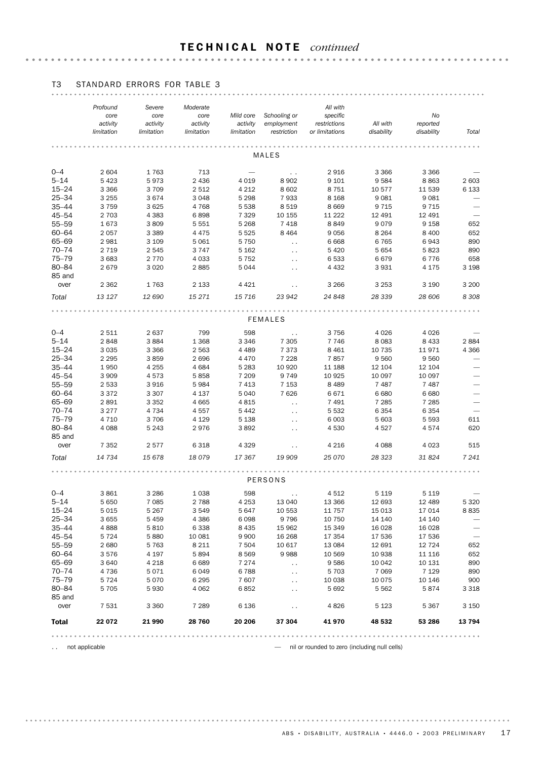## TECHNICAL NOTE *continued*

### T3 STANDARD ERRORS FOR TABLE 3

| | Profound core activity limitation | Severe core activity limitation | Moderate core activity limitation | Mild core activity limitation | Schooling or employment restriction | All with specific restrictions or limitations | All with disability | No reported disability | Total |
|---|---|---|---|---|---|---|---|---|---|
| | | | | | MALES | | | | |
| 0–4 | 2 604 | 1 763 | 713 | — | . . | 2 916 | 3 366 | 3 366 | — |
| 5–14 | 5 423 | 5 973 | 2 436 | 4 019 | 8 902 | 9 101 | 9 584 | 8 863 | 2 603 |
| 15–24 | 3 366 | 3 709 | 2 512 | 4 212 | 8 602 | 8 751 | 10 577 | 11 539 | 6 133 |
| 25–34 | 3 255 | 3 674 | 3 048 | 5 298 | 7 933 | 8 168 | 9 081 | 9 081 | — |
| 35–44 | 3 759 | 3 625 | 4 768 | 5 538 | 8 519 | 8 669 | 9 715 | 9 715 | — |
| 45–54 | 2 703 | 4 383 | 6 898 | 7 329 | 10 155 | 11 222 | 12 491 | 12 491 | — |
| 55–59 | 1 673 | 3 809 | 5 551 | 5 268 | 7 418 | 8 849 | 9 079 | 9 158 | 652 |
| 60–64 | 2 057 | 3 389 | 4 475 | 5 525 | 8 464 | 9 056 | 8 264 | 8 400 | 652 |
| 65–69 | 2 981 | 3 109 | 5 061 | 5 750 | . . | 6 668 | 6 765 | 6 943 | 890 |
| 70–74 | 2 719 | 2 545 | 3 747 | 5 162 | . . | 5 420 | 5 654 | 5 823 | 890 |
| 75–79 | 3 683 | 2 770 | 4 033 | 5 752 | . . | 6 533 | 6 679 | 6 776 | 658 |
| 80–84 | 2 679 | 3 020 | 2 885 | 5 044 | . . | 4 432 | 3 931 | 4 175 | 3 198 |
| 85 and over | 2 362 | 1 763 | 2 133 | 4 421 | . . | 3 266 | 3 253 | 3 190 | 3 200 |
| *Total* | *13 127* | *12 690* | *15 271* | *15 716* | *23 942* | *24 848* | *28 339* | *28 606* | *8 308* |
| | | | | | FEMALES | | | | |
| 0–4 | 2 511 | 2 637 | 799 | 598 | . . | 3 756 | 4 026 | 4 026 | — |
| 5–14 | 2 848 | 3 884 | 1 368 | 3 346 | 7 305 | 7 746 | 8 083 | 8 433 | 2 884 |
| 15–24 | 3 035 | 3 366 | 2 563 | 4 489 | 7 373 | 8 461 | 10 735 | 11 971 | 4 366 |
| 25–34 | 2 295 | 3 859 | 2 696 | 4 470 | 7 228 | 7 857 | 9 560 | 9 560 | — |
| 35–44 | 1 950 | 4 255 | 4 684 | 5 283 | 10 920 | 11 188 | 12 104 | 12 104 | — |
| 45–54 | 3 909 | 4 573 | 5 858 | 7 209 | 9 749 | 10 925 | 10 097 | 10 097 | — |
| 55–59 | 2 533 | 3 916 | 5 984 | 7 413 | 7 153 | 8 489 | 7 487 | 7 487 | — |
| 60–64 | 3 372 | 3 307 | 4 137 | 5 040 | 7 626 | 6 671 | 6 680 | 6 680 | — |
| 65–69 | 2 891 | 3 352 | 4 665 | 4 815 | . . | 7 491 | 7 285 | 7 285 | — |
| 70–74 | 3 277 | 4 734 | 4 557 | 5 442 | . . | 5 532 | 6 354 | 6 354 | — |
| 75–79 | 4 710 | 3 706 | 4 129 | 5 138 | . . | 6 003 | 5 603 | 5 593 | 611 |
| 80–84 | 4 088 | 5 243 | 2 976 | 3 892 | . . | 4 530 | 4 527 | 4 574 | 620 |
| 85 and over | 7 352 | 2 577 | 6 318 | 4 329 | . . | 4 216 | 4 088 | 4 023 | 515 |
| *Total* | *14 734* | *15 678* | *18 079* | *17 367* | *19 909* | *25 070* | *28 323* | *31 824* | *7 241* |
| | | | | | PERSONS | | | | |
| 0–4 | 3 861 | 3 286 | 1 038 | 598 | . . | 4 512 | 5 119 | 5 119 | — |
| 5–14 | 5 650 | 7 085 | 2 788 | 4 253 | 13 040 | 13 366 | 12 693 | 12 489 | 5 320 |
| 15–24 | 5 015 | 5 267 | 3 549 | 5 647 | 10 553 | 11 757 | 15 013 | 17 014 | 8 835 |
| 25–34 | 3 655 | 5 459 | 4 386 | 6 098 | 9 796 | 10 750 | 14 140 | 14 140 | — |
| 35–44 | 4 888 | 5 810 | 6 338 | 8 435 | 15 962 | 15 349 | 16 028 | 16 028 | — |
| 45–54 | 5 724 | 5 880 | 10 081 | 9 900 | 16 268 | 17 354 | 17 536 | 17 536 | — |
| 55–59 | 2 680 | 5 763 | 8 211 | 7 504 | 10 617 | 13 084 | 12 691 | 12 724 | 652 |
| 60–64 | 3 576 | 4 197 | 5 894 | 8 569 | 9 988 | 10 569 | 10 938 | 11 116 | 652 |
| 65–69 | 3 640 | 4 218 | 6 689 | 7 274 | . . | 9 586 | 10 042 | 10 131 | 890 |
| 70–74 | 4 736 | 5 071 | 6 049 | 6 788 | . . | 5 703 | 7 069 | 7 129 | 890 |
| 75–79 | 5 724 | 5 070 | 6 295 | 7 607 | . . | 10 038 | 10 075 | 10 146 | 900 |
| 80–84 | 5 705 | 5 930 | 4 062 | 6 852 | . . | 5 692 | 5 562 | 5 874 | 3 318 |
| 85 and over | 7 531 | 3 360 | 7 289 | 6 136 | . . | 4 826 | 5 123 | 5 367 | 3 150 |
| **Total** | **22 072** | **21 990** | **28 760** | **20 206** | **37 304** | **41 970** | **48 532** | **53 286** | **13 794** |

. . not applicable — nil or rounded to zero (including null cells)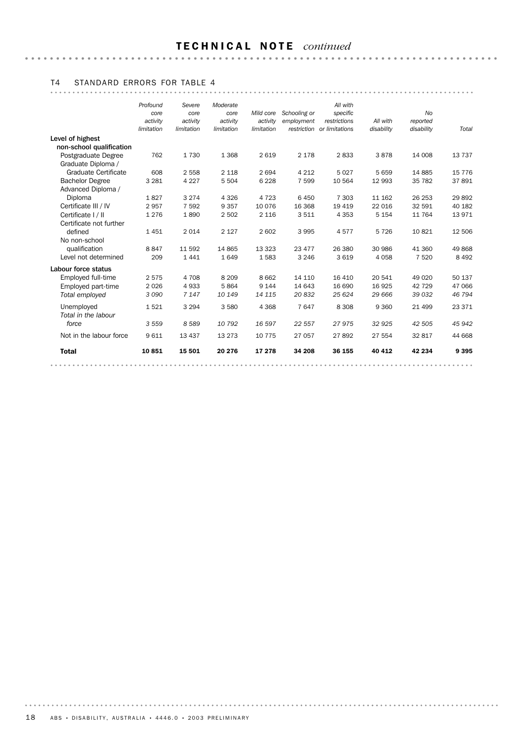## TECHNICAL NOTE *continued*

### T4 STANDARD ERRORS FOR TABLE 4

| | *Profound core activity limitation* | *Severe core activity limitation* | *Moderate core activity limitation* | *Mild core activity limitation* | *Schooling or employment restriction* | *All with specific restrictions or limitations* | *All with disability* | *No reported disability* | *Total* |
|---|---|---|---|---|---|---|---|---|---|
| **Level of highest non-school qualification** | | | | | | | | | |
| Postgraduate Degree | 762 | 1 730 | 1 368 | 2 619 | 2 178 | 2 833 | 3 878 | 14 008 | 13 737 |
| Graduate Diploma / Graduate Certificate | 608 | 2 558 | 2 118 | 2 694 | 4 212 | 5 027 | 5 659 | 14 885 | 15 776 |
| Bachelor Degree | 3 281 | 4 227 | 5 504 | 6 228 | 7 599 | 10 564 | 12 993 | 35 782 | 37 891 |
| Advanced Diploma / Diploma | 1 827 | 3 274 | 4 326 | 4 723 | 6 450 | 7 303 | 11 162 | 26 253 | 29 892 |
| Certificate III / IV | 2 957 | 7 592 | 9 357 | 10 076 | 16 368 | 19 419 | 22 016 | 32 591 | 40 182 |
| Certificate I / II | 1 276 | 1 890 | 2 502 | 2 116 | 3 511 | 4 353 | 5 154 | 11 764 | 13 971 |
| Certificate not further defined | 1 451 | 2 014 | 2 127 | 2 602 | 3 995 | 4 577 | 5 726 | 10 821 | 12 506 |
| No non-school qualification | 8 847 | 11 592 | 14 865 | 13 323 | 23 477 | 26 380 | 30 986 | 41 360 | 49 868 |
| Level not determined | 209 | 1 441 | 1 649 | 1 583 | 3 246 | 3 619 | 4 058 | 7 520 | 8 492 |
| **Labour force status** | | | | | | | | | |
| Employed full-time | 2 575 | 4 708 | 8 209 | 8 662 | 14 110 | 16 410 | 20 541 | 49 020 | 50 137 |
| Employed part-time | 2 026 | 4 933 | 5 864 | 9 144 | 14 643 | 16 690 | 16 925 | 42 729 | 47 066 |
| *Total employed* | *3 090* | *7 147* | *10 149* | *14 115* | *20 832* | *25 624* | *29 666* | *39 032* | *46 794* |
| Unemployed | 1 521 | 3 294 | 3 580 | 4 368 | 7 647 | 8 308 | 9 360 | 21 499 | 23 371 |
| *Total in the labour force* | *3 559* | *8 589* | *10 792* | *16 597* | *22 557* | *27 975* | *32 925* | *42 505* | *45 942* |
| Not in the labour force | 9 611 | 13 437 | 13 273 | 10 775 | 27 057 | 27 892 | 27 554 | 32 817 | 44 668 |
| **Total** | **10 851** | **15 501** | **20 276** | **17 278** | **34 208** | **36 155** | **40 412** | **42 234** | **9 395** |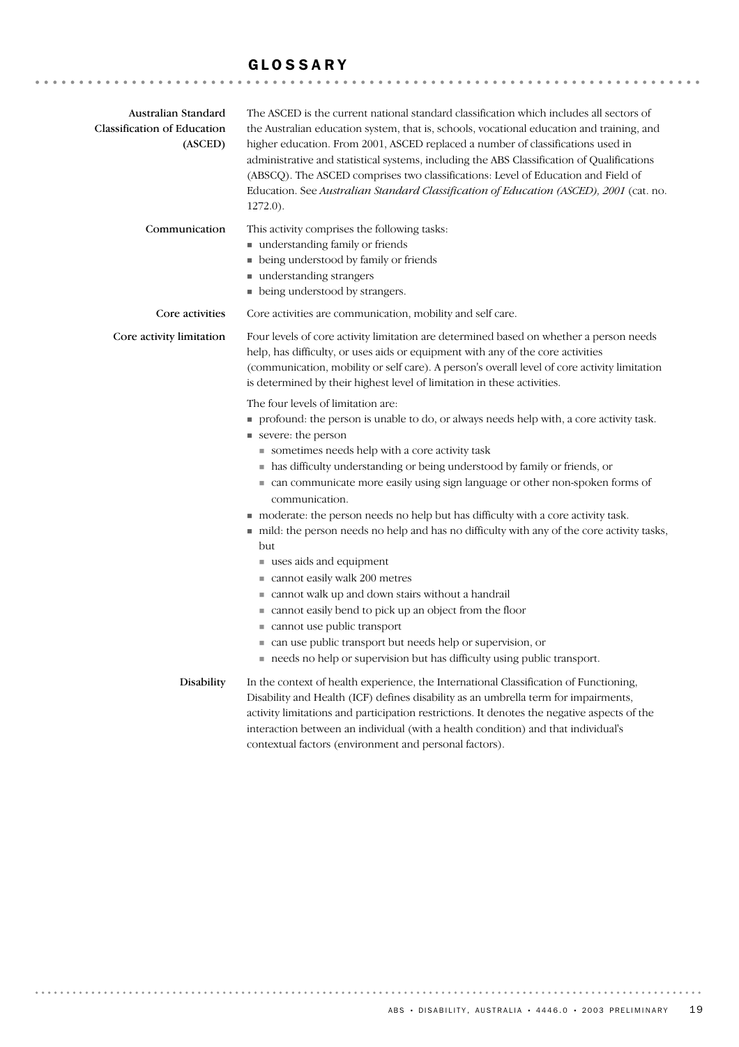# GLOSSARY

**Australian Standard Classification of Education (ASCED)**

The ASCED is the current national standard classification which includes all sectors of the Australian education system, that is, schools, vocational education and training, and higher education. From 2001, ASCED replaced a number of classifications used in administrative and statistical systems, including the ABS Classification of Qualifications (ABSCQ). The ASCED comprises two classifications: Level of Education and Field of Education. See *Australian Standard Classification of Education (ASCED), 2001* (cat. no. 1272.0).

**Communication**

This activity comprises the following tasks:

- understanding family or friends
- being understood by family or friends
- understanding strangers
- being understood by strangers.

**Core activities**

Core activities are communication, mobility and self care.

**Core activity limitation**

Four levels of core activity limitation are determined based on whether a person needs help, has difficulty, or uses aids or equipment with any of the core activities (communication, mobility or self care). A person's overall level of core activity limitation is determined by their highest level of limitation in these activities.

The four levels of limitation are:

- profound: the person is unable to do, or always needs help with, a core activity task.
- severe: the person
  - sometimes needs help with a core activity task
  - has difficulty understanding or being understood by family or friends, or
  - can communicate more easily using sign language or other non-spoken forms of communication.
- moderate: the person needs no help but has difficulty with a core activity task.
- mild: the person needs no help and has no difficulty with any of the core activity tasks, but
  - uses aids and equipment
  - cannot easily walk 200 metres
  - cannot walk up and down stairs without a handrail
  - cannot easily bend to pick up an object from the floor
  - cannot use public transport
  - can use public transport but needs help or supervision, or
  - needs no help or supervision but has difficulty using public transport.

**Disability**

In the context of health experience, the International Classification of Functioning, Disability and Health (ICF) defines disability as an umbrella term for impairments, activity limitations and participation restrictions. It denotes the negative aspects of the interaction between an individual (with a health condition) and that individual's contextual factors (environment and personal factors).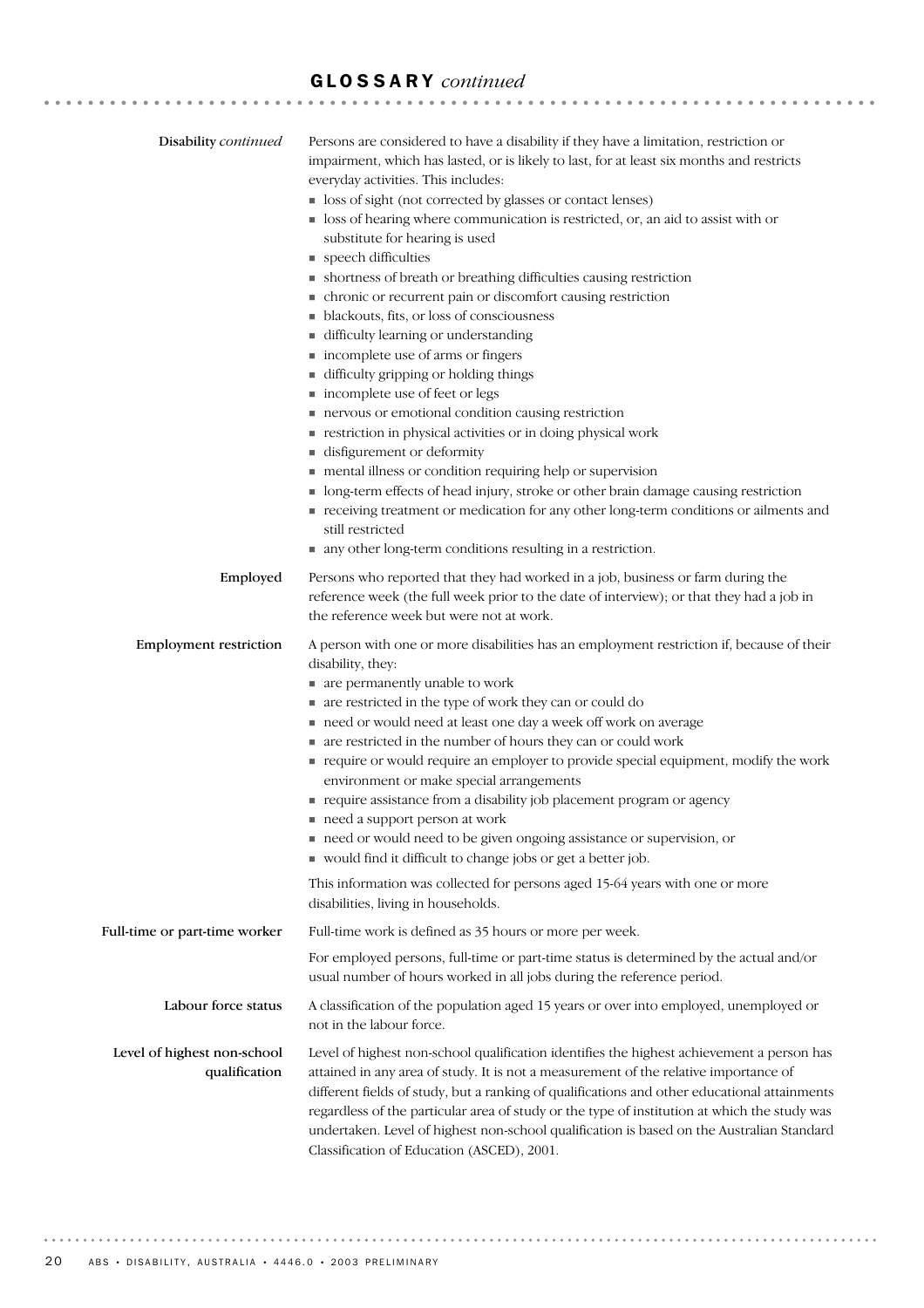## GLOSSARY *continued*

**Disability** *continued*

Persons are considered to have a disability if they have a limitation, restriction or impairment, which has lasted, or is likely to last, for at least six months and restricts everyday activities. This includes:

- loss of sight (not corrected by glasses or contact lenses)
- loss of hearing where communication is restricted, or, an aid to assist with or substitute for hearing is used
- speech difficulties
- shortness of breath or breathing difficulties causing restriction
- chronic or recurrent pain or discomfort causing restriction
- blackouts, fits, or loss of consciousness
- difficulty learning or understanding
- incomplete use of arms or fingers
- difficulty gripping or holding things
- incomplete use of feet or legs
- nervous or emotional condition causing restriction
- restriction in physical activities or in doing physical work
- disfigurement or deformity
- mental illness or condition requiring help or supervision
- long-term effects of head injury, stroke or other brain damage causing restriction
- receiving treatment or medication for any other long-term conditions or ailments and still restricted
- any other long-term conditions resulting in a restriction.

**Employed**

Persons who reported that they had worked in a job, business or farm during the reference week (the full week prior to the date of interview); or that they had a job in the reference week but were not at work.

**Employment restriction**

A person with one or more disabilities has an employment restriction if, because of their disability, they:

- are permanently unable to work
- are restricted in the type of work they can or could do
- need or would need at least one day a week off work on average
- are restricted in the number of hours they can or could work
- require or would require an employer to provide special equipment, modify the work environment or make special arrangements
- require assistance from a disability job placement program or agency
- need a support person at work
- need or would need to be given ongoing assistance or supervision, or
- would find it difficult to change jobs or get a better job.

This information was collected for persons aged 15-64 years with one or more disabilities, living in households.

**Full-time or part-time worker**

Full-time work is defined as 35 hours or more per week.

For employed persons, full-time or part-time status is determined by the actual and/or usual number of hours worked in all jobs during the reference period.

**Labour force status**

A classification of the population aged 15 years or over into employed, unemployed or not in the labour force.

**Level of highest non-school qualification**

Level of highest non-school qualification identifies the highest achievement a person has attained in any area of study. It is not a measurement of the relative importance of different fields of study, but a ranking of qualifications and other educational attainments regardless of the particular area of study or the type of institution at which the study was undertaken. Level of highest non-school qualification is based on the Australian Standard Classification of Education (ASCED), 2001.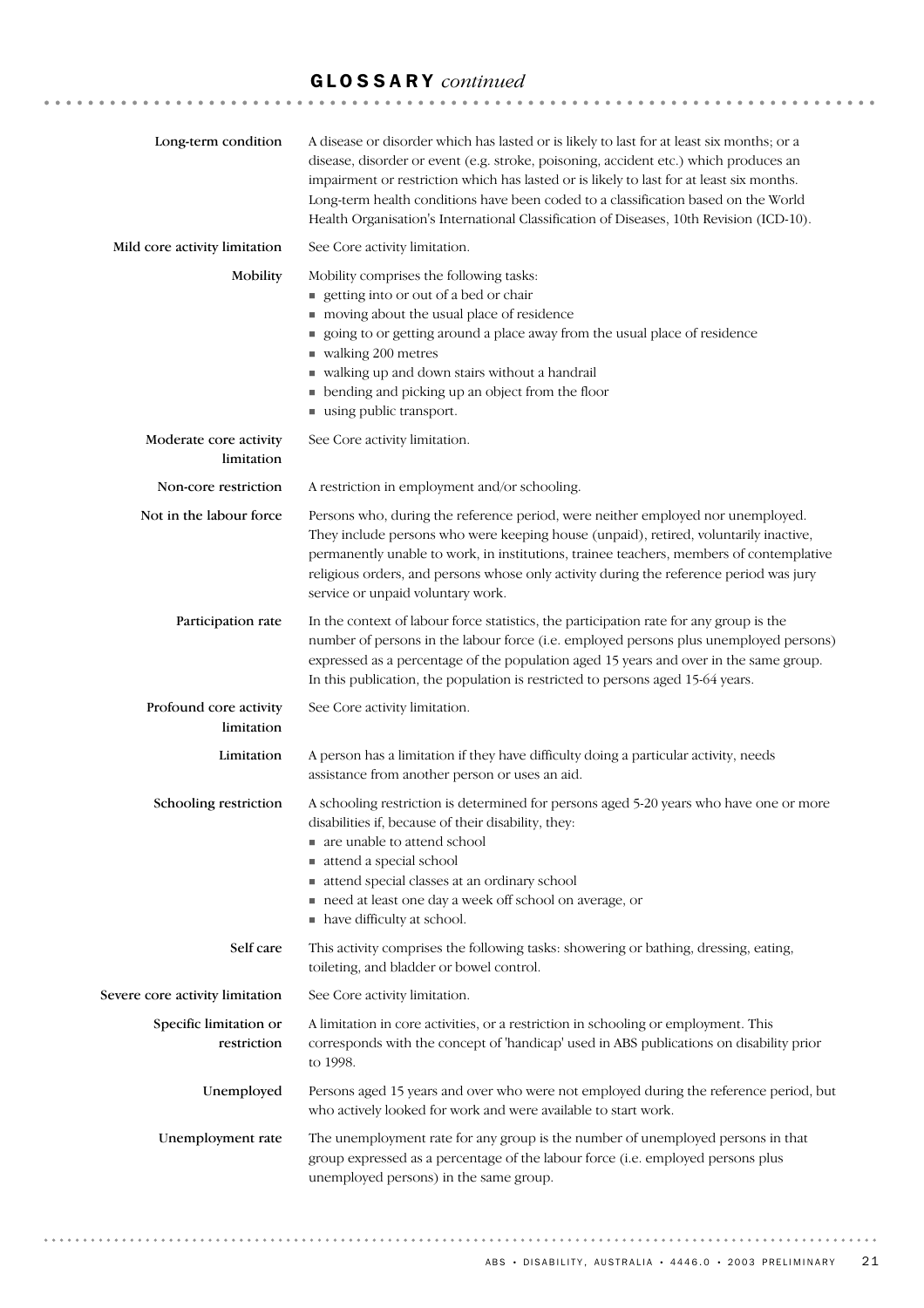## GLOSSARY *continued*

**Long-term condition**
A disease or disorder which has lasted or is likely to last for at least six months; or a disease, disorder or event (e.g. stroke, poisoning, accident etc.) which produces an impairment or restriction which has lasted or is likely to last for at least six months. Long-term health conditions have been coded to a classification based on the World Health Organisation's International Classification of Diseases, 10th Revision (ICD-10).

**Mild core activity limitation**
See Core activity limitation.

**Mobility**
Mobility comprises the following tasks:

- getting into or out of a bed or chair
- moving about the usual place of residence
- going to or getting around a place away from the usual place of residence
- walking 200 metres
- walking up and down stairs without a handrail
- bending and picking up an object from the floor
- using public transport.

**Moderate core activity limitation**
See Core activity limitation.

**Non-core restriction**
A restriction in employment and/or schooling.

**Not in the labour force**
Persons who, during the reference period, were neither employed nor unemployed. They include persons who were keeping house (unpaid), retired, voluntarily inactive, permanently unable to work, in institutions, trainee teachers, members of contemplative religious orders, and persons whose only activity during the reference period was jury service or unpaid voluntary work.

**Participation rate**
In the context of labour force statistics, the participation rate for any group is the number of persons in the labour force (i.e. employed persons plus unemployed persons) expressed as a percentage of the population aged 15 years and over in the same group. In this publication, the population is restricted to persons aged 15-64 years.

**Profound core activity limitation**
See Core activity limitation.

**Limitation**
A person has a limitation if they have difficulty doing a particular activity, needs assistance from another person or uses an aid.

**Schooling restriction**
A schooling restriction is determined for persons aged 5-20 years who have one or more disabilities if, because of their disability, they:

- are unable to attend school
- attend a special school
- attend special classes at an ordinary school
- need at least one day a week off school on average, or
- have difficulty at school.

**Self care**
This activity comprises the following tasks: showering or bathing, dressing, eating, toileting, and bladder or bowel control.

**Severe core activity limitation**
See Core activity limitation.

**Specific limitation or restriction**
A limitation in core activities, or a restriction in schooling or employment. This corresponds with the concept of 'handicap' used in ABS publications on disability prior to 1998.

**Unemployed**
Persons aged 15 years and over who were not employed during the reference period, but who actively looked for work and were available to start work.

**Unemployment rate**
The unemployment rate for any group is the number of unemployed persons in that group expressed as a percentage of the labour force (i.e. employed persons plus unemployed persons) in the same group.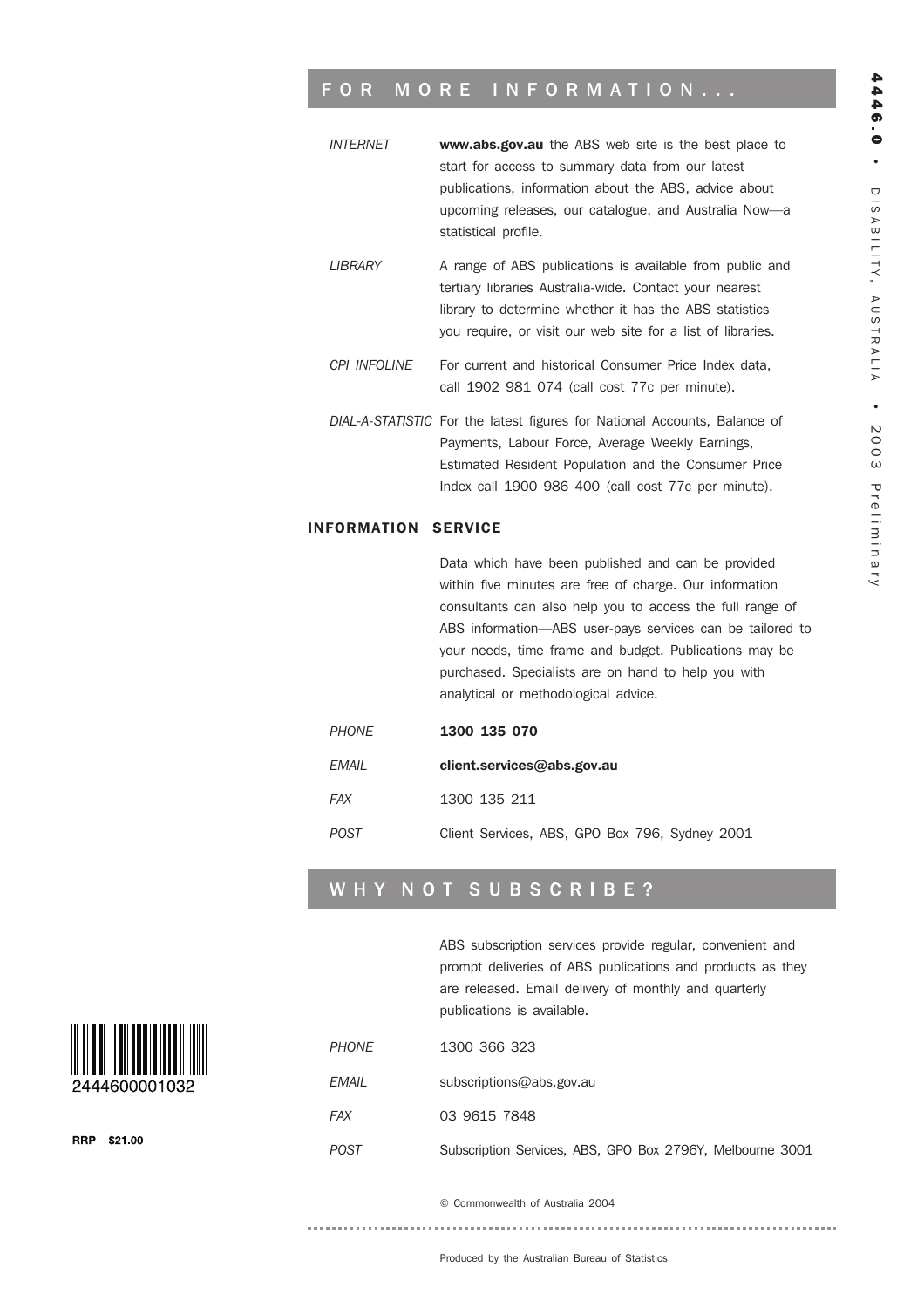## FOR MORE INFORMATION...

*INTERNET* **www.abs.gov.au** the ABS web site is the best place to start for access to summary data from our latest publications, information about the ABS, advice about upcoming releases, our catalogue, and Australia Now—a statistical profile.

*LIBRARY* A range of ABS publications is available from public and tertiary libraries Australia-wide. Contact your nearest library to determine whether it has the ABS statistics you require, or visit our web site for a list of libraries.

*CPI INFOLINE* For current and historical Consumer Price Index data, call 1902 981 074 (call cost 77c per minute).

*DIAL-A-STATISTIC* For the latest figures for National Accounts, Balance of Payments, Labour Force, Average Weekly Earnings, Estimated Resident Population and the Consumer Price Index call 1900 986 400 (call cost 77c per minute).

### INFORMATION SERVICE

Data which have been published and can be provided within five minutes are free of charge. Our information consultants can also help you to access the full range of ABS information—ABS user-pays services can be tailored to your needs, time frame and budget. Publications may be purchased. Specialists are on hand to help you with analytical or methodological advice.

*PHONE* **1300 135 070**

*EMAIL* **client.services@abs.gov.au**

*FAX* 1300 135 211

*POST* Client Services, ABS, GPO Box 796, Sydney 2001

## WHY NOT SUBSCRIBE?

ABS subscription services provide regular, convenient and prompt deliveries of ABS publications and products as they are released. Email delivery of monthly and quarterly publications is available.

*PHONE* 1300 366 323

*EMAIL* subscriptions@abs.gov.au

*FAX* 03 9615 7848

*POST* Subscription Services, ABS, GPO Box 2796Y, Melbourne 3001

© Commonwealth of Australia 2004

Produced by the Australian Bureau of Statistics

2444600001032

**RRP $21.00**

**4446.0** • DISABILITY, AUSTRALIA • 2003 Preliminary